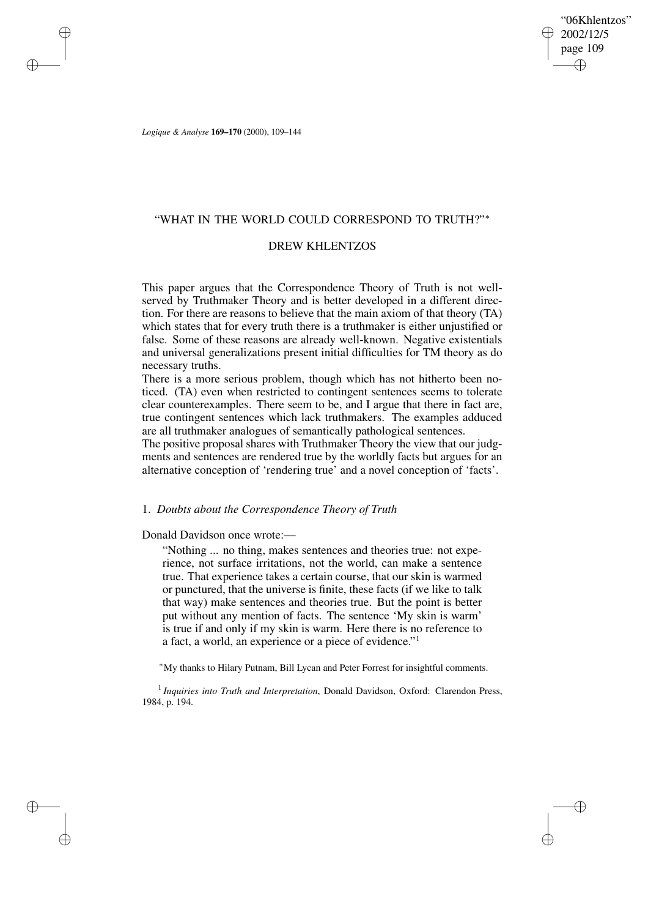# "WHAT IN THE WORLD COULD CORRESPOND TO TRUTH?"*

## DREW KHLENTZOS

This paper argues that the Correspondence Theory of Truth is not well-served by Truthmaker Theory and is better developed in a different direction. For there are reasons to believe that the main axiom of that theory (TA) which states that for every truth there is a truthmaker is either unjustified or false. Some of these reasons are already well-known. Negative existentials and universal generalizations present initial difficulties for TM theory as do necessary truths.

There is a more serious problem, though which has not hitherto been noticed. (TA) even when restricted to contingent sentences seems to tolerate clear counterexamples. There seem to be, and I argue that there in fact are, true contingent sentences which lack truthmakers. The examples adduced are all truthmaker analogues of semantically pathological sentences.

The positive proposal shares with Truthmaker Theory the view that our judgments and sentences are rendered true by the worldly facts but argues for an alternative conception of 'rendering true' and a novel conception of 'facts'.

### 1. *Doubts about the Correspondence Theory of Truth*

Donald Davidson once wrote:—

> "Nothing ... no thing, makes sentences and theories true: not experience, not surface irritations, not the world, can make a sentence true. That experience takes a certain course, that our skin is warmed or punctured, that the universe is finite, these facts (if we like to talk that way) make sentences and theories true. But the point is better put without any mention of facts. The sentence 'My skin is warm' is true if and only if my skin is warm. Here there is no reference to a fact, a world, an experience or a piece of evidence."[1]

*My thanks to Hilary Putnam, Bill Lycan and Peter Forrest for insightful comments.

[1] *Inquiries into Truth and Interpretation*, Donald Davidson, Oxford: Clarendon Press, 1984, p. 194.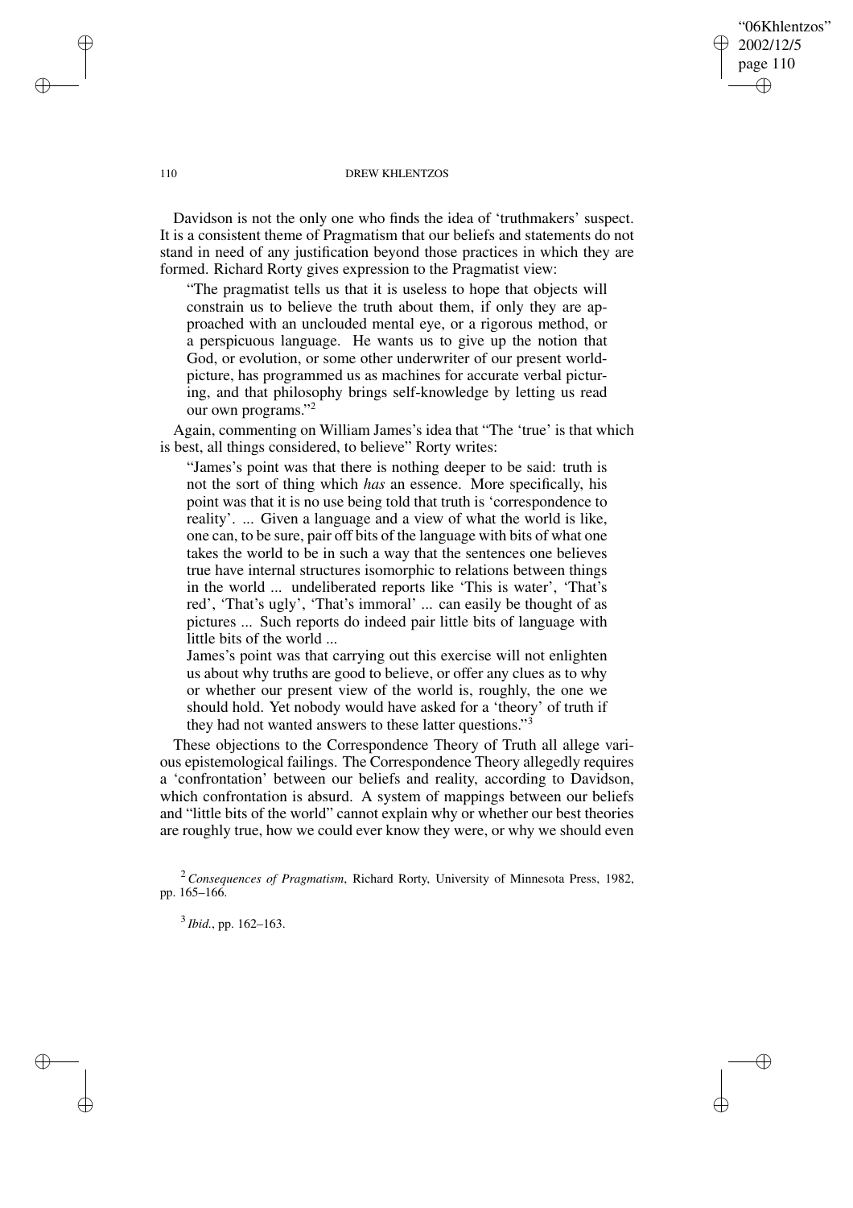Davidson is not the only one who finds the idea of 'truthmakers' suspect. It is a consistent theme of Pragmatism that our beliefs and statements do not stand in need of any justification beyond those practices in which they are formed. Richard Rorty gives expression to the Pragmatist view:

> "The pragmatist tells us that it is useless to hope that objects will constrain us to believe the truth about them, if only they are approached with an unclouded mental eye, or a rigorous method, or a perspicuous language. He wants us to give up the notion that God, or evolution, or some other underwriter of our present world-picture, has programmed us as machines for accurate verbal picturing, and that philosophy brings self-knowledge by letting us read our own programs."[2]

Again, commenting on William James's idea that "The 'true' is that which is best, all things considered, to believe" Rorty writes:

> "James's point was that there is nothing deeper to be said: truth is not the sort of thing which *has* an essence. More specifically, his point was that it is no use being told that truth is 'correspondence to reality'. ... Given a language and a view of what the world is like, one can, to be sure, pair off bits of the language with bits of what one takes the world to be in such a way that the sentences one believes true have internal structures isomorphic to relations between things in the world ... undeliberated reports like 'This is water', 'That's red', 'That's ugly', 'That's immoral' ... can easily be thought of as pictures ... Such reports do indeed pair little bits of language with little bits of the world ...
>
> James's point was that carrying out this exercise will not enlighten us about why truths are good to believe, or offer any clues as to why or whether our present view of the world is, roughly, the one we should hold. Yet nobody would have asked for a 'theory' of truth if they had not wanted answers to these latter questions."[3]

These objections to the Correspondence Theory of Truth all allege various epistemological failings. The Correspondence Theory allegedly requires a 'confrontation' between our beliefs and reality, according to Davidson, which confrontation is absurd. A system of mappings between our beliefs and "little bits of the world" cannot explain why or whether our best theories are roughly true, how we could ever know they were, or why we should even

[2] *Consequences of Pragmatism*, Richard Rorty, University of Minnesota Press, 1982, pp. 165–166.

[3] *Ibid.*, pp. 162–163.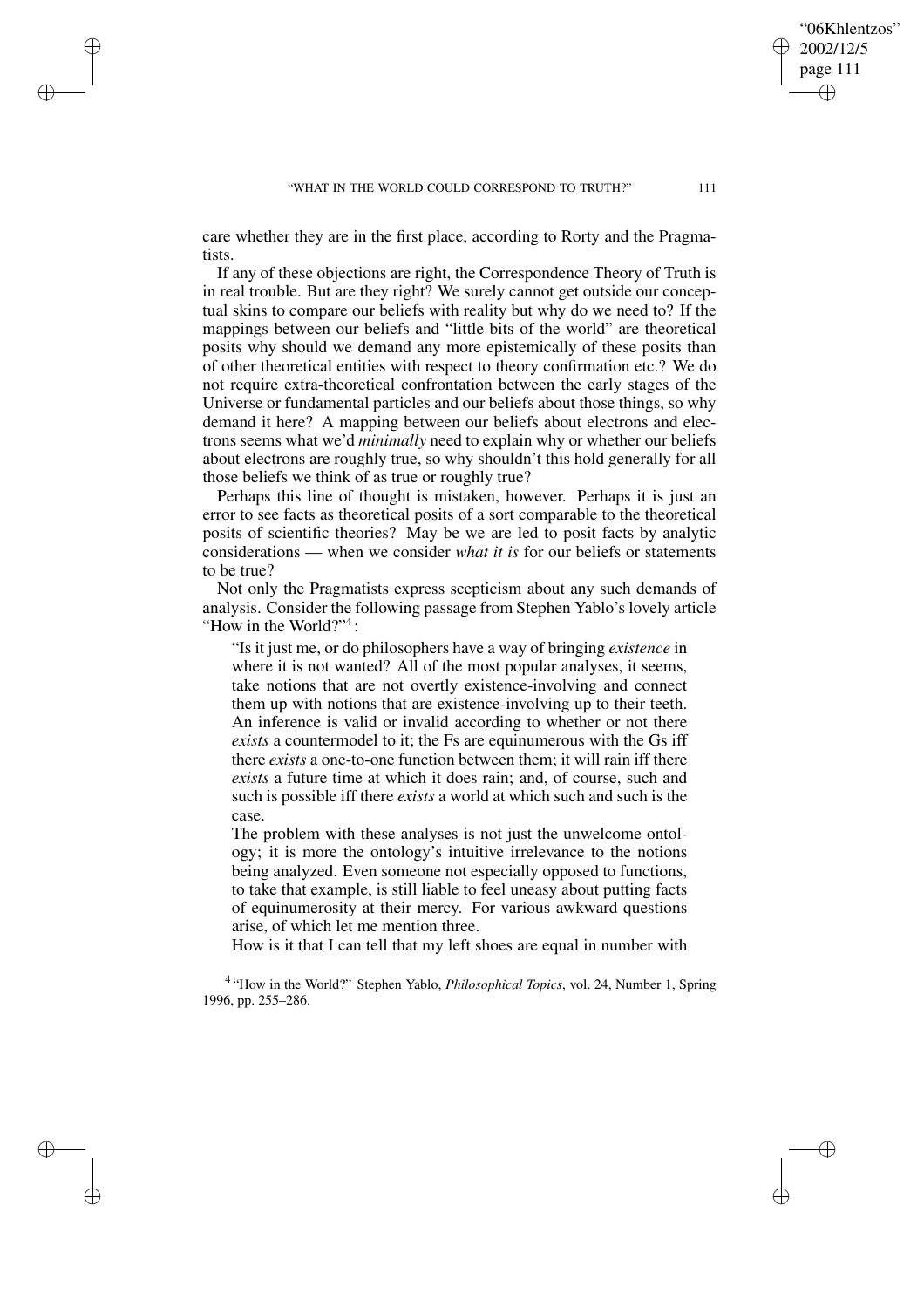care whether they are in the first place, according to Rorty and the Pragmatists.

If any of these objections are right, the Correspondence Theory of Truth is in real trouble. But are they right? We surely cannot get outside our conceptual skins to compare our beliefs with reality but why do we need to? If the mappings between our beliefs and "little bits of the world" are theoretical posits why should we demand any more epistemically of these posits than of other theoretical entities with respect to theory confirmation etc.? We do not require extra-theoretical confrontation between the early stages of the Universe or fundamental particles and our beliefs about those things, so why demand it here? A mapping between our beliefs about electrons and electrons seems what we'd *minimally* need to explain why or whether our beliefs about electrons are roughly true, so why shouldn't this hold generally for all those beliefs we think of as true or roughly true?

Perhaps this line of thought is mistaken, however. Perhaps it is just an error to see facts as theoretical posits of a sort comparable to the theoretical posits of scientific theories? May be we are led to posit facts by analytic considerations — when we consider *what it is* for our beliefs or statements to be true?

Not only the Pragmatists express scepticism about any such demands of analysis. Consider the following passage from Stephen Yablo's lovely article "How in the World?"[4]:

> "Is it just me, or do philosophers have a way of bringing *existence* in where it is not wanted? All of the most popular analyses, it seems, take notions that are not overtly existence-involving and connect them up with notions that are existence-involving up to their teeth. An inference is valid or invalid according to whether or not there *exists* a countermodel to it; the Fs are equinumerous with the Gs iff there *exists* a one-to-one function between them; it will rain iff there *exists* a future time at which it does rain; and, of course, such and such is possible iff there *exists* a world at which such and such is the case.
>
> The problem with these analyses is not just the unwelcome ontology; it is more the ontology's intuitive irrelevance to the notions being analyzed. Even someone not especially opposed to functions, to take that example, is still liable to feel uneasy about putting facts of equinumerosity at their mercy. For various awkward questions arise, of which let me mention three.
>
> How is it that I can tell that my left shoes are equal in number with

[4] "How in the World?" Stephen Yablo, *Philosophical Topics*, vol. 24, Number 1, Spring 1996, pp. 255–286.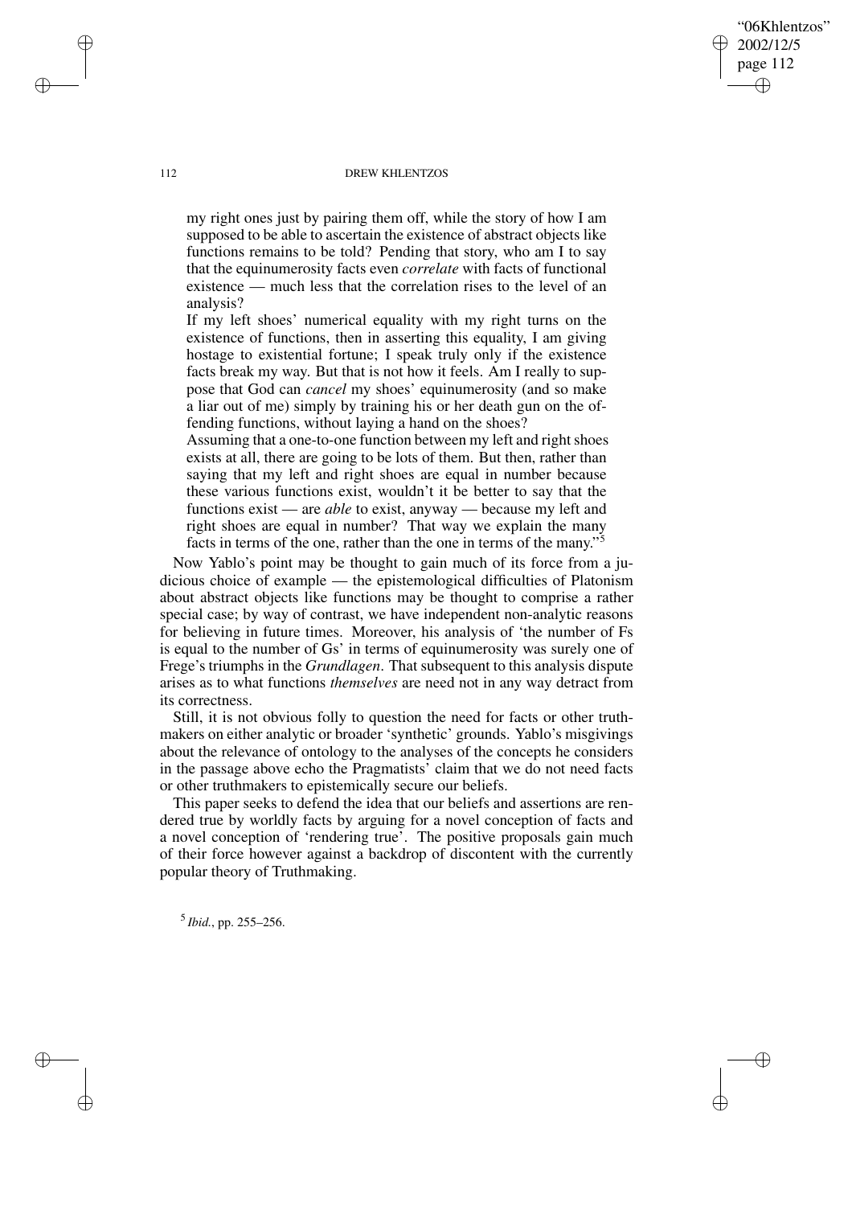my right ones just by pairing them off, while the story of how I am supposed to be able to ascertain the existence of abstract objects like functions remains to be told? Pending that story, who am I to say that the equinumerosity facts even *correlate* with facts of functional existence — much less that the correlation rises to the level of an analysis?

If my left shoes' numerical equality with my right turns on the existence of functions, then in asserting this equality, I am giving hostage to existential fortune; I speak truly only if the existence facts break my way. But that is not how it feels. Am I really to suppose that God can *cancel* my shoes' equinumerosity (and so make a liar out of me) simply by training his or her death gun on the offending functions, without laying a hand on the shoes?

Assuming that a one-to-one function between my left and right shoes exists at all, there are going to be lots of them. But then, rather than saying that my left and right shoes are equal in number because these various functions exist, wouldn't it be better to say that the functions exist — are *able* to exist, anyway — because my left and right shoes are equal in number? That way we explain the many facts in terms of the one, rather than the one in terms of the many."[5]

Now Yablo's point may be thought to gain much of its force from a judicious choice of example — the epistemological difficulties of Platonism about abstract objects like functions may be thought to comprise a rather special case; by way of contrast, we have independent non-analytic reasons for believing in future times. Moreover, his analysis of 'the number of Fs is equal to the number of Gs' in terms of equinumerosity was surely one of Frege's triumphs in the *Grundlagen*. That subsequent to this analysis dispute arises as to what functions *themselves* are need not in any way detract from its correctness.

Still, it is not obvious folly to question the need for facts or other truthmakers on either analytic or broader 'synthetic' grounds. Yablo's misgivings about the relevance of ontology to the analyses of the concepts he considers in the passage above echo the Pragmatists' claim that we do not need facts or other truthmakers to epistemically secure our beliefs.

This paper seeks to defend the idea that our beliefs and assertions are rendered true by worldly facts by arguing for a novel conception of facts and a novel conception of 'rendering true'. The positive proposals gain much of their force however against a backdrop of discontent with the currently popular theory of Truthmaking.

[5] *Ibid.*, pp. 255–256.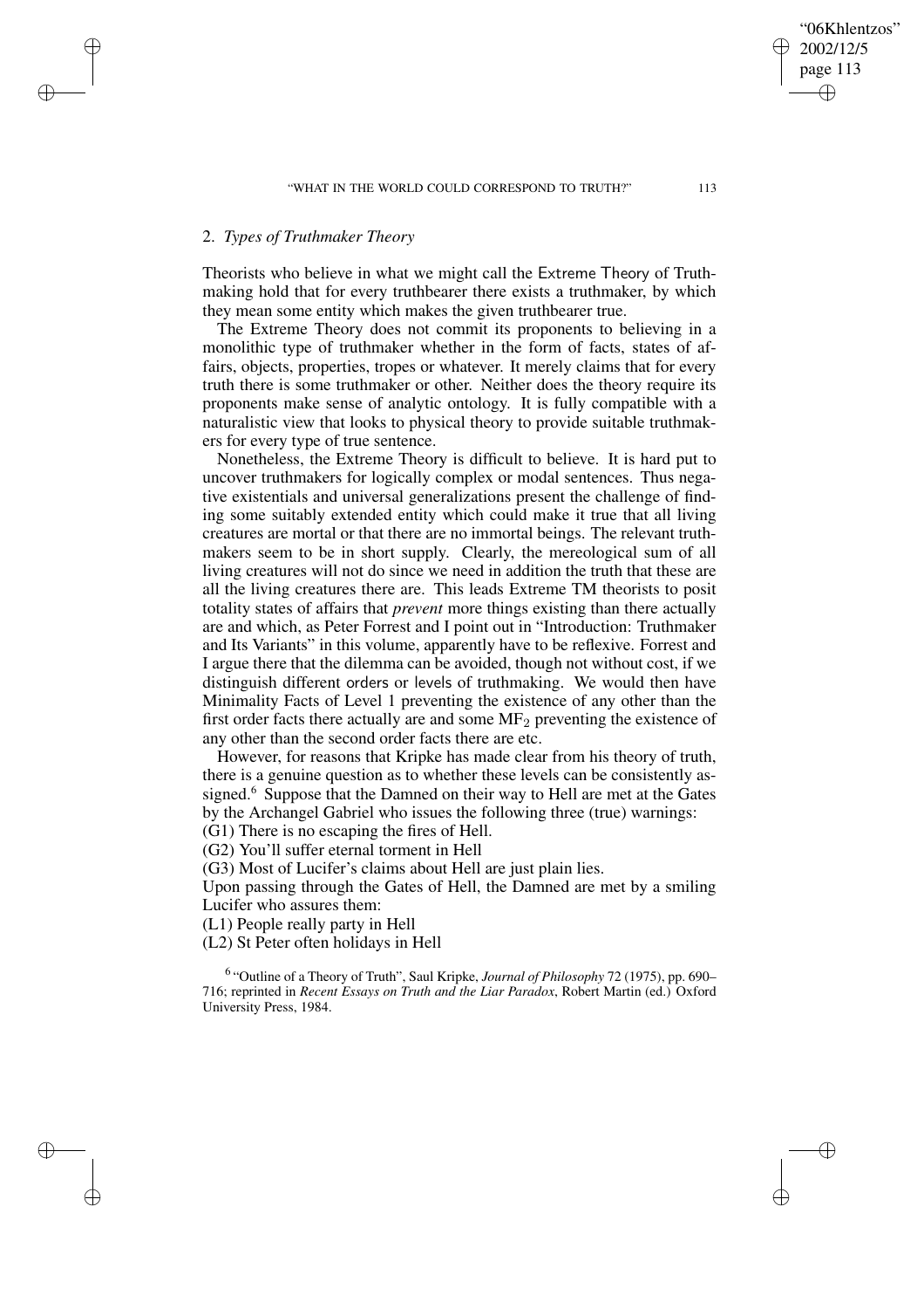## 2. *Types of Truthmaker Theory*

Theorists who believe in what we might call the Extreme Theory of Truthmaking hold that for every truthbearer there exists a truthmaker, by which they mean some entity which makes the given truthbearer true.

The Extreme Theory does not commit its proponents to believing in a monolithic type of truthmaker whether in the form of facts, states of affairs, objects, properties, tropes or whatever. It merely claims that for every truth there is some truthmaker or other. Neither does the theory require its proponents make sense of analytic ontology. It is fully compatible with a naturalistic view that looks to physical theory to provide suitable truthmakers for every type of true sentence.

Nonetheless, the Extreme Theory is difficult to believe. It is hard put to uncover truthmakers for logically complex or modal sentences. Thus negative existentials and universal generalizations present the challenge of finding some suitably extended entity which could make it true that all living creatures are mortal or that there are no immortal beings. The relevant truthmakers seem to be in short supply. Clearly, the mereological sum of all living creatures will not do since we need in addition the truth that these are all the living creatures there are. This leads Extreme TM theorists to posit totality states of affairs that *prevent* more things existing than there actually are and which, as Peter Forrest and I point out in "Introduction: Truthmaker and Its Variants" in this volume, apparently have to be reflexive. Forrest and I argue there that the dilemma can be avoided, though not without cost, if we distinguish different orders or levels of truthmaking. We would then have Minimality Facts of Level 1 preventing the existence of any other than the first order facts there actually are and some $MF_2$ preventing the existence of any other than the second order facts there are etc.

However, for reasons that Kripke has made clear from his theory of truth, there is a genuine question as to whether these levels can be consistently assigned.[6] Suppose that the Damned on their way to Hell are met at the Gates by the Archangel Gabriel who issues the following three (true) warnings:

(G1) There is no escaping the fires of Hell.

(G2) You'll suffer eternal torment in Hell

(G3) Most of Lucifer's claims about Hell are just plain lies.

Upon passing through the Gates of Hell, the Damned are met by a smiling Lucifer who assures them:

(L1) People really party in Hell

(L2) St Peter often holidays in Hell

[6] "Outline of a Theory of Truth", Saul Kripke, *Journal of Philosophy* 72 (1975), pp. 690–716; reprinted in *Recent Essays on Truth and the Liar Paradox*, Robert Martin (ed.) Oxford University Press, 1984.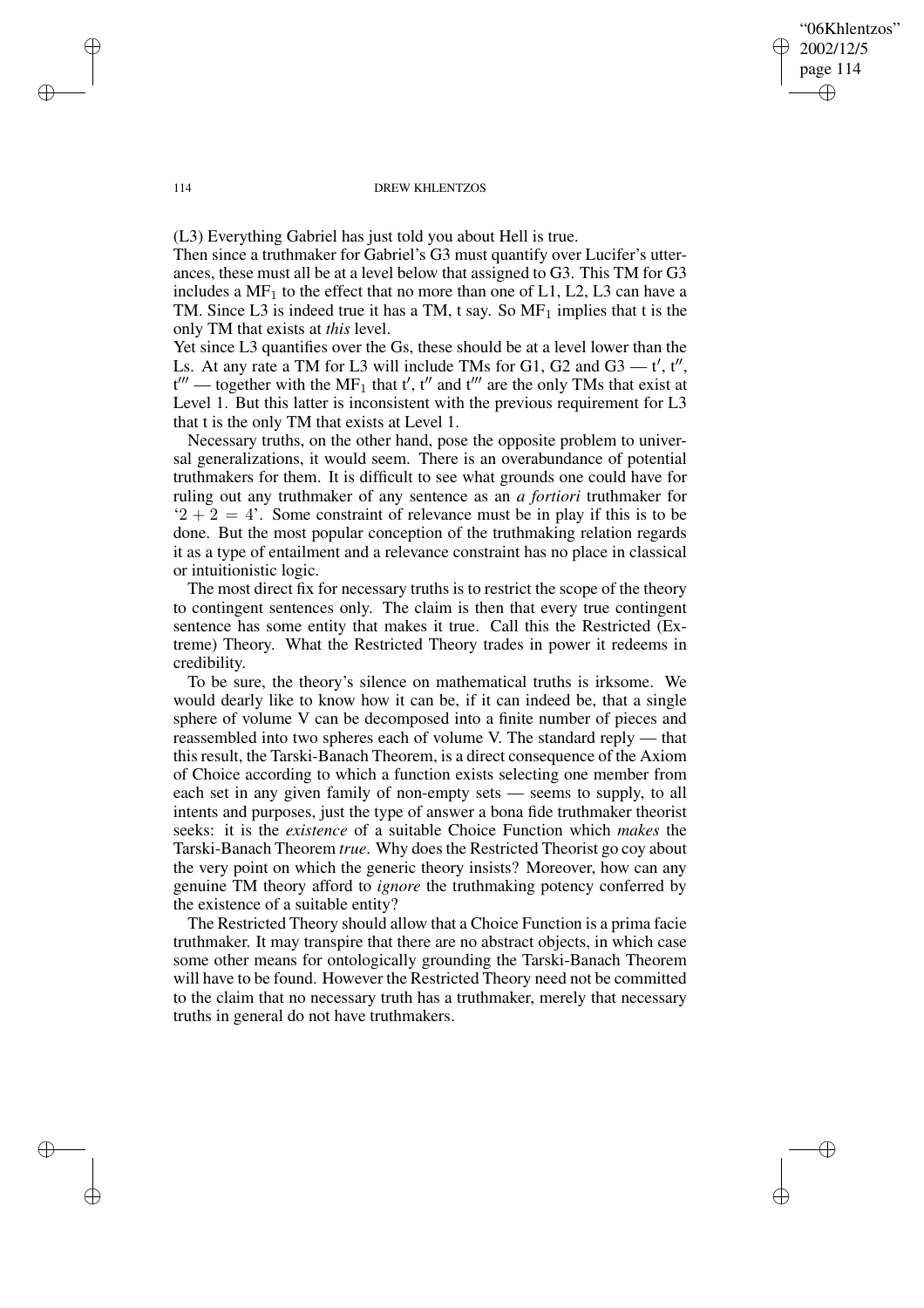(L3) Everything Gabriel has just told you about Hell is true.

Then since a truthmaker for Gabriel's G3 must quantify over Lucifer's utterances, these must all be at a level below that assigned to G3. This TM for G3 includes a $MF_1$ to the effect that no more than one of L1, L2, L3 can have a TM. Since L3 is indeed true it has a TM, t say. So $MF_1$ implies that t is the only TM that exists at *this* level.

Yet since L3 quantifies over the Gs, these should be at a level lower than the Ls. At any rate a TM for L3 will include TMs for G1, G2 and G3 — $t'$, $t''$, $t'''$ — together with the $MF_1$ that $t'$, $t''$ and $t'''$ are the only TMs that exist at Level 1. But this latter is inconsistent with the previous requirement for L3 that t is the only TM that exists at Level 1.

Necessary truths, on the other hand, pose the opposite problem to universal generalizations, it would seem. There is an overabundance of potential truthmakers for them. It is difficult to see what grounds one could have for ruling out any truthmaker of any sentence as an *a fortiori* truthmaker for '$2 + 2 = 4$'. Some constraint of relevance must be in play if this is to be done. But the most popular conception of the truthmaking relation regards it as a type of entailment and a relevance constraint has no place in classical or intuitionistic logic.

The most direct fix for necessary truths is to restrict the scope of the theory to contingent sentences only. The claim is then that every true contingent sentence has some entity that makes it true. Call this the Restricted (Extreme) Theory. What the Restricted Theory trades in power it redeems in credibility.

To be sure, the theory's silence on mathematical truths is irksome. We would dearly like to know how it can be, if it can indeed be, that a single sphere of volume V can be decomposed into a finite number of pieces and reassembled into two spheres each of volume V. The standard reply — that this result, the Tarski-Banach Theorem, is a direct consequence of the Axiom of Choice according to which a function exists selecting one member from each set in any given family of non-empty sets — seems to supply, to all intents and purposes, just the type of answer a bona fide truthmaker theorist seeks: it is the *existence* of a suitable Choice Function which *makes* the Tarski-Banach Theorem *true*. Why does the Restricted Theorist go coy about the very point on which the generic theory insists? Moreover, how can any genuine TM theory afford to *ignore* the truthmaking potency conferred by the existence of a suitable entity?

The Restricted Theory should allow that a Choice Function is a prima facie truthmaker. It may transpire that there are no abstract objects, in which case some other means for ontologically grounding the Tarski-Banach Theorem will have to be found. However the Restricted Theory need not be committed to the claim that no necessary truth has a truthmaker, merely that necessary truths in general do not have truthmakers.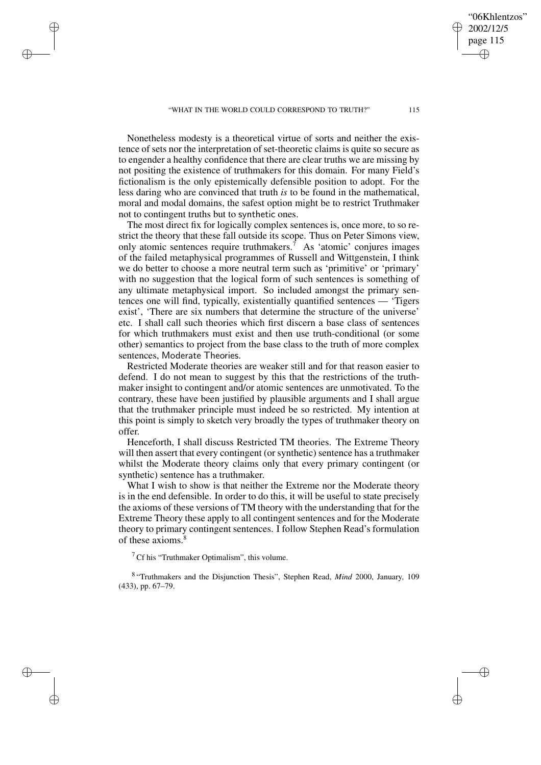Nonetheless modesty is a theoretical virtue of sorts and neither the existence of sets nor the interpretation of set-theoretic claims is quite so secure as to engender a healthy confidence that there are clear truths we are missing by not positing the existence of truthmakers for this domain. For many Field's fictionalism is the only epistemically defensible position to adopt. For the less daring who are convinced that truth *is* to be found in the mathematical, moral and modal domains, the safest option might be to restrict Truthmaker not to contingent truths but to synthetic ones.

The most direct fix for logically complex sentences is, once more, to so restrict the theory that these fall outside its scope. Thus on Peter Simons view, only atomic sentences require truthmakers.[7] As 'atomic' conjures images of the failed metaphysical programmes of Russell and Wittgenstein, I think we do better to choose a more neutral term such as 'primitive' or 'primary' with no suggestion that the logical form of such sentences is something of any ultimate metaphysical import. So included amongst the primary sentences one will find, typically, existentially quantified sentences — 'Tigers exist', 'There are six numbers that determine the structure of the universe' etc. I shall call such theories which first discern a base class of sentences for which truthmakers must exist and then use truth-conditional (or some other) semantics to project from the base class to the truth of more complex sentences, Moderate Theories.

Restricted Moderate theories are weaker still and for that reason easier to defend. I do not mean to suggest by this that the restrictions of the truthmaker insight to contingent and/or atomic sentences are unmotivated. To the contrary, these have been justified by plausible arguments and I shall argue that the truthmaker principle must indeed be so restricted. My intention at this point is simply to sketch very broadly the types of truthmaker theory on offer.

Henceforth, I shall discuss Restricted TM theories. The Extreme Theory will then assert that every contingent (or synthetic) sentence has a truthmaker whilst the Moderate theory claims only that every primary contingent (or synthetic) sentence has a truthmaker.

What I wish to show is that neither the Extreme nor the Moderate theory is in the end defensible. In order to do this, it will be useful to state precisely the axioms of these versions of TM theory with the understanding that for the Extreme Theory these apply to all contingent sentences and for the Moderate theory to primary contingent sentences. I follow Stephen Read's formulation of these axioms.[8]

[7] Cf his "Truthmaker Optimalism", this volume.

[8] "Truthmakers and the Disjunction Thesis", Stephen Read, *Mind* 2000, January, 109 (433), pp. 67–79.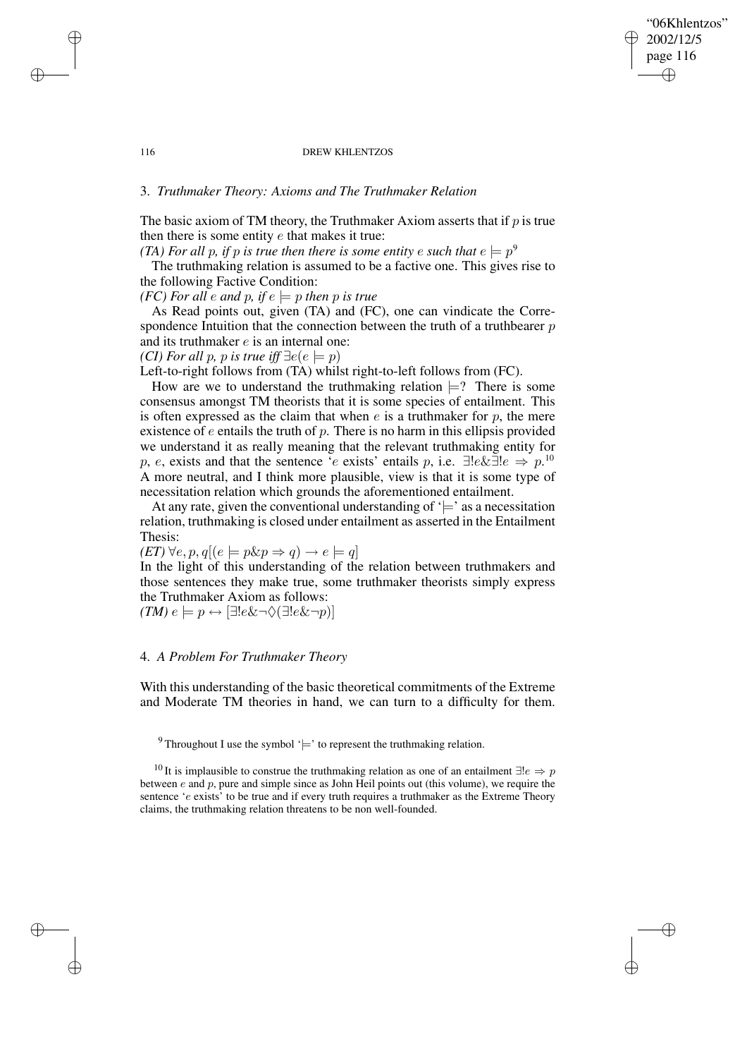## 3. *Truthmaker Theory: Axioms and The Truthmaker Relation*

The basic axiom of TM theory, the Truthmaker Axiom asserts that if $p$ is true then there is some entity $e$ that makes it true:

*(TA) For all $p$, if $p$ is true then there is some entity $e$ such that $e \models p$*[9]

The truthmaking relation is assumed to be a factive one. This gives rise to the following Factive Condition:

*(FC) For all $e$ and $p$, if $e \models p$ then $p$ is true*

As Read points out, given (TA) and (FC), one can vindicate the Correspondence Intuition that the connection between the truth of a truthbearer $p$ and its truthmaker $e$ is an internal one:

*(CI) For all $p$, $p$ is true iff $\exists e(e \models p)$*

Left-to-right follows from (TA) whilst right-to-left follows from (FC).

How are we to understand the truthmaking relation $\models$? There is some consensus amongst TM theorists that it is some species of entailment. This is often expressed as the claim that when $e$ is a truthmaker for $p$, the mere existence of $e$ entails the truth of $p$. There is no harm in this ellipsis provided we understand it as really meaning that the relevant truthmaking entity for $p$, $e$, exists and that the sentence '$e$ exists' entails $p$, i.e. $\exists!e \& \exists!e \Rightarrow p$.[10] A more neutral, and I think more plausible, view is that it is some type of necessitation relation which grounds the aforementioned entailment.

At any rate, given the conventional understanding of '$\models$' as a necessitation relation, truthmaking is closed under entailment as asserted in the Entailment Thesis:

*(ET)* $\forall e, p, q[(e \models p \& p \Rightarrow q) \rightarrow e \models q]$

In the light of this understanding of the relation between truthmakers and those sentences they make true, some truthmaker theorists simply express the Truthmaker Axiom as follows:

*(TM)* $e \models p \leftrightarrow [\exists!e \& \neg\Diamond(\exists!e \& \neg p)]$

## 4. *A Problem For Truthmaker Theory*

With this understanding of the basic theoretical commitments of the Extreme and Moderate TM theories in hand, we can turn to a difficulty for them.

[9] Throughout I use the symbol '$\models$' to represent the truthmaking relation.

[10] It is implausible to construe the truthmaking relation as one of an entailment $\exists!e \Rightarrow p$ between $e$ and $p$, pure and simple since as John Heil points out (this volume), we require the sentence '$e$ exists' to be true and if every truth requires a truthmaker as the Extreme Theory claims, the truthmaking relation threatens to be non well-founded.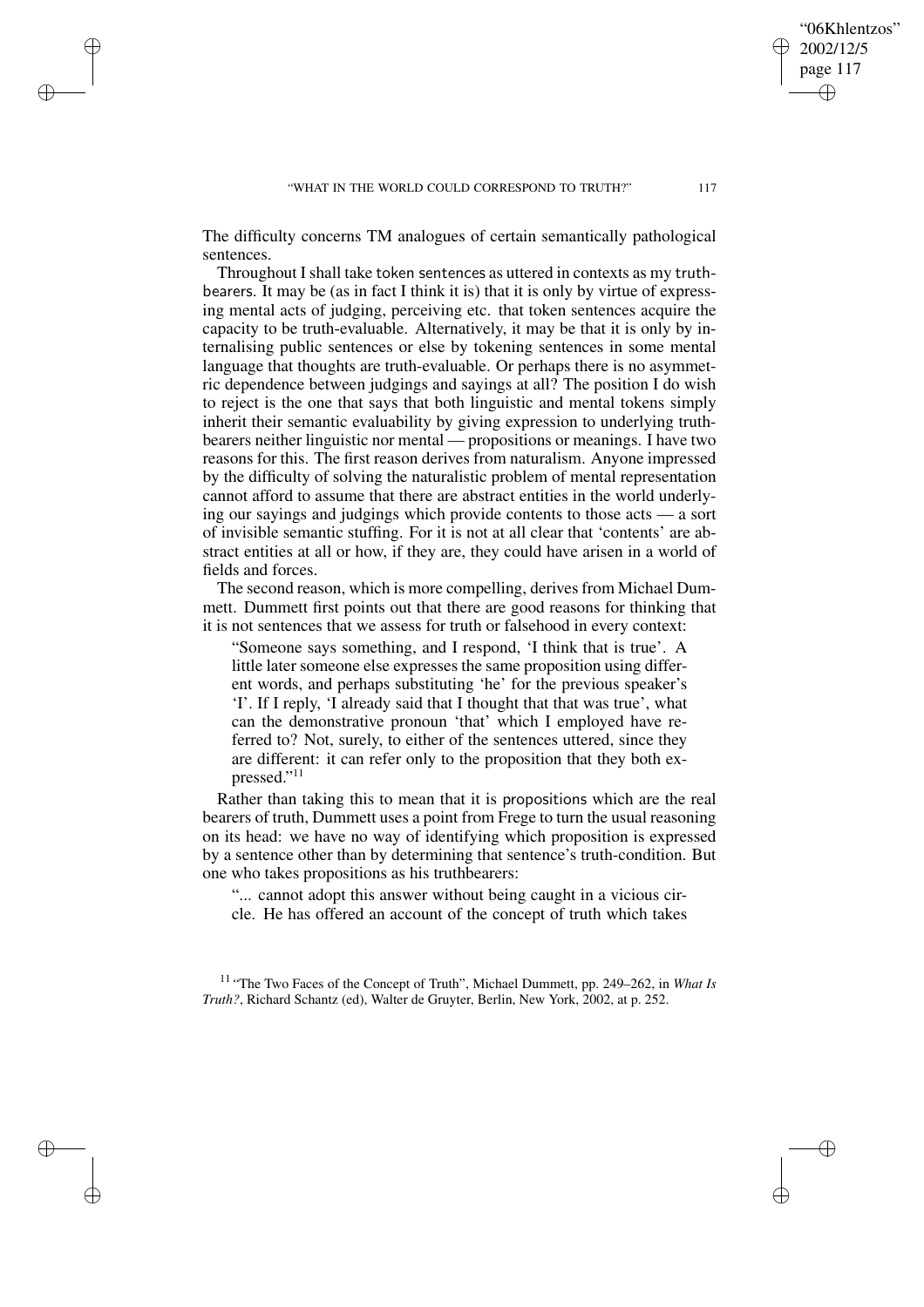The difficulty concerns TM analogues of certain semantically pathological sentences.

Throughout I shall take token sentences as uttered in contexts as my truthbearers. It may be (as in fact I think it is) that it is only by virtue of expressing mental acts of judging, perceiving etc. that token sentences acquire the capacity to be truth-evaluable. Alternatively, it may be that it is only by internalising public sentences or else by tokening sentences in some mental language that thoughts are truth-evaluable. Or perhaps there is no asymmetric dependence between judgings and sayings at all? The position I do wish to reject is the one that says that both linguistic and mental tokens simply inherit their semantic evaluability by giving expression to underlying truthbearers neither linguistic nor mental — propositions or meanings. I have two reasons for this. The first reason derives from naturalism. Anyone impressed by the difficulty of solving the naturalistic problem of mental representation cannot afford to assume that there are abstract entities in the world underlying our sayings and judgings which provide contents to those acts — a sort of invisible semantic stuffing. For it is not at all clear that 'contents' are abstract entities at all or how, if they are, they could have arisen in a world of fields and forces.

The second reason, which is more compelling, derives from Michael Dummett. Dummett first points out that there are good reasons for thinking that it is not sentences that we assess for truth or falsehood in every context:

> "Someone says something, and I respond, 'I think that is true'. A little later someone else expresses the same proposition using different words, and perhaps substituting 'he' for the previous speaker's 'I'. If I reply, 'I already said that I thought that that was true', what can the demonstrative pronoun 'that' which I employed have referred to? Not, surely, to either of the sentences uttered, since they are different: it can refer only to the proposition that they both expressed."[11]

Rather than taking this to mean that it is propositions which are the real bearers of truth, Dummett uses a point from Frege to turn the usual reasoning on its head: we have no way of identifying which proposition is expressed by a sentence other than by determining that sentence's truth-condition. But one who takes propositions as his truthbearers:

> "... cannot adopt this answer without being caught in a vicious circle. He has offered an account of the concept of truth which takes

[11] "The Two Faces of the Concept of Truth", Michael Dummett, pp. 249–262, in *What Is Truth?*, Richard Schantz (ed), Walter de Gruyter, Berlin, New York, 2002, at p. 252.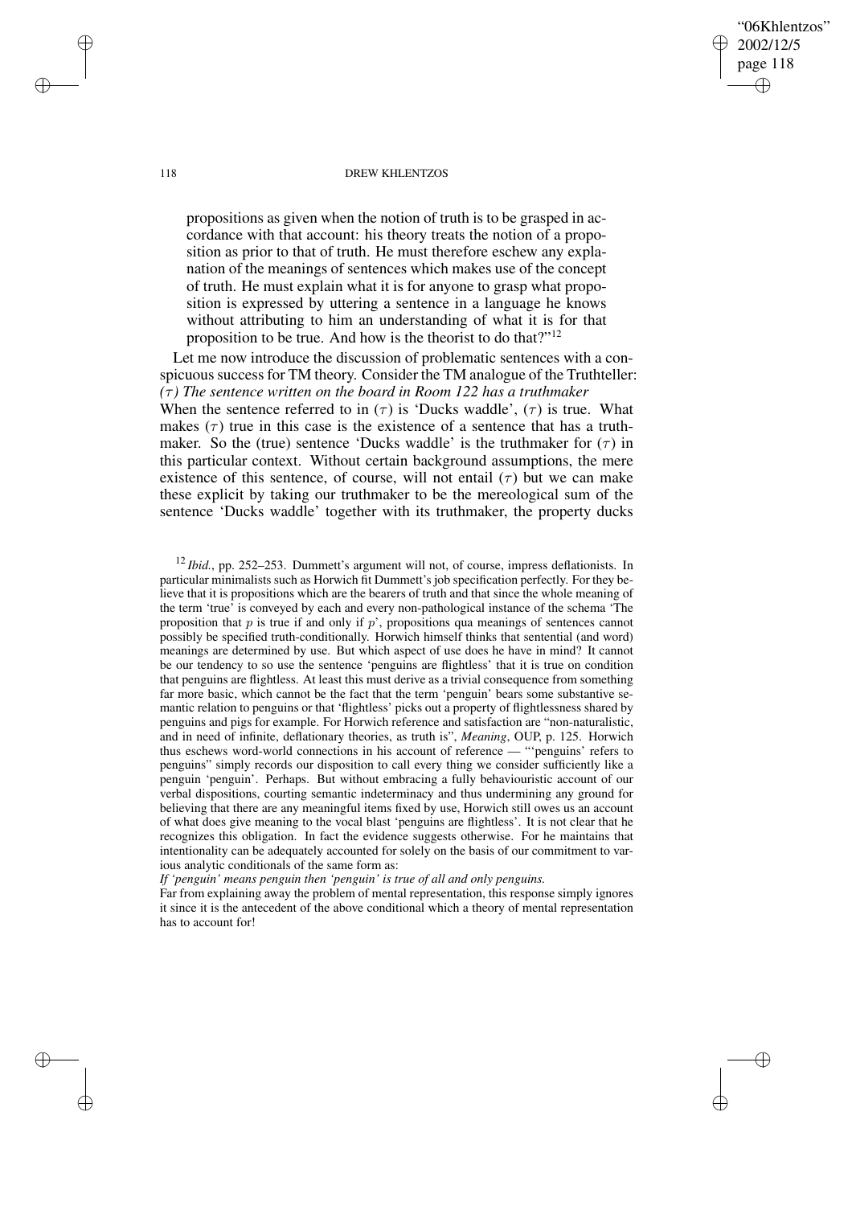propositions as given when the notion of truth is to be grasped in accordance with that account: his theory treats the notion of a proposition as prior to that of truth. He must therefore eschew any explanation of the meanings of sentences which makes use of the concept of truth. He must explain what it is for anyone to grasp what proposition is expressed by uttering a sentence in a language he knows without attributing to him an understanding of what it is for that proposition to be true. And how is the theorist to do that?"[12]

Let me now introduce the discussion of problematic sentences with a conspicuous success for TM theory. Consider the TM analogue of the Truthteller:

*($\tau$) The sentence written on the board in Room 122 has a truthmaker*

When the sentence referred to in ($\tau$) is 'Ducks waddle', ($\tau$) is true. What makes ($\tau$) true in this case is the existence of a sentence that has a truthmaker. So the (true) sentence 'Ducks waddle' is the truthmaker for ($\tau$) in this particular context. Without certain background assumptions, the mere existence of this sentence, of course, will not entail ($\tau$) but we can make these explicit by taking our truthmaker to be the mereological sum of the sentence 'Ducks waddle' together with its truthmaker, the property ducks

[12] *Ibid.*, pp. 252–253. Dummett's argument will not, of course, impress deflationists. In particular minimalists such as Horwich fit Dummett's job specification perfectly. For they believe that it is propositions which are the bearers of truth and that since the whole meaning of the term 'true' is conveyed by each and every non-pathological instance of the schema 'The proposition that $p$ is true if and only if $p$', propositions qua meanings of sentences cannot possibly be specified truth-conditionally. Horwich himself thinks that sentential (and word) meanings are determined by use. But which aspect of use does he have in mind? It cannot be our tendency to so use the sentence 'penguins are flightless' that it is true on condition that penguins are flightless. At least this must derive as a trivial consequence from something far more basic, which cannot be the fact that the term 'penguin' bears some substantive semantic relation to penguins or that 'flightless' picks out a property of flightlessness shared by penguins and pigs for example. For Horwich reference and satisfaction are "non-naturalistic, and in need of infinite, deflationary theories, as truth is", *Meaning*, OUP, p. 125. Horwich thus eschews word-world connections in his account of reference — "'penguins' refers to penguins" simply records our disposition to call every thing we consider sufficiently like a penguin 'penguin'. Perhaps. But without embracing a fully behaviouristic account of our verbal dispositions, courting semantic indeterminacy and thus undermining any ground for believing that there are any meaningful items fixed by use, Horwich still owes us an account of what does give meaning to the vocal blast 'penguins are flightless'. It is not clear that he recognizes this obligation. In fact the evidence suggests otherwise. For he maintains that intentionality can be adequately accounted for solely on the basis of our commitment to various analytic conditionals of the same form as:

*If 'penguin' means penguin then 'penguin' is true of all and only penguins.*

Far from explaining away the problem of mental representation, this response simply ignores it since it is the antecedent of the above conditional which a theory of mental representation has to account for!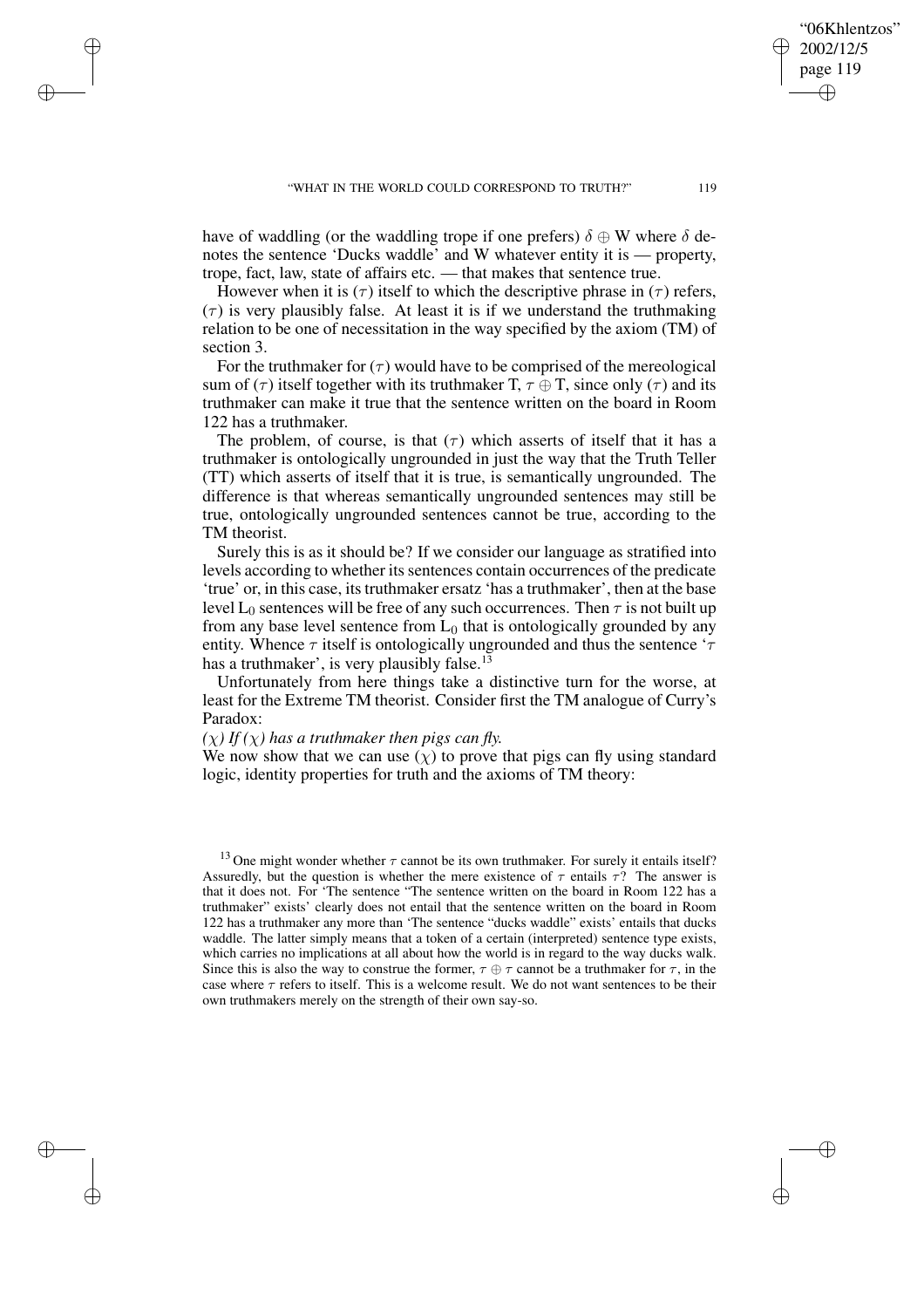have of waddling (or the waddling trope if one prefers) $\delta \oplus \mathrm{W}$ where $\delta$ denotes the sentence 'Ducks waddle' and W whatever entity it is — property, trope, fact, law, state of affairs etc. — that makes that sentence true.

However when it is ($\tau$) itself to which the descriptive phrase in ($\tau$) refers, ($\tau$) is very plausibly false. At least it is if we understand the truthmaking relation to be one of necessitation in the way specified by the axiom (TM) of section 3.

For the truthmaker for ($\tau$) would have to be comprised of the mereological sum of ($\tau$) itself together with its truthmaker T, $\tau \oplus \mathrm{T}$, since only ($\tau$) and its truthmaker can make it true that the sentence written on the board in Room 122 has a truthmaker.

The problem, of course, is that ($\tau$) which asserts of itself that it has a truthmaker is ontologically ungrounded in just the way that the Truth Teller (TT) which asserts of itself that it is true, is semantically ungrounded. The difference is that whereas semantically ungrounded sentences may still be true, ontologically ungrounded sentences cannot be true, according to the TM theorist.

Surely this is as it should be? If we consider our language as stratified into levels according to whether its sentences contain occurrences of the predicate 'true' or, in this case, its truthmaker ersatz 'has a truthmaker', then at the base level $\mathrm{L}_0$ sentences will be free of any such occurrences. Then $\tau$ is not built up from any base level sentence from $\mathrm{L}_0$ that is ontologically grounded by any entity. Whence $\tau$ itself is ontologically ungrounded and thus the sentence '$\tau$ has a truthmaker', is very plausibly false.[13]

Unfortunately from here things take a distinctive turn for the worse, at least for the Extreme TM theorist. Consider first the TM analogue of Curry's Paradox:

*($\chi$) If ($\chi$) has a truthmaker then pigs can fly.*

We now show that we can use ($\chi$) to prove that pigs can fly using standard logic, identity properties for truth and the axioms of TM theory:

---

[13] One might wonder whether $\tau$ cannot be its own truthmaker. For surely it entails itself? Assuredly, but the question is whether the mere existence of $\tau$ entails $\tau$? The answer is that it does not. For 'The sentence "The sentence written on the board in Room 122 has a truthmaker" exists' clearly does not entail that the sentence written on the board in Room 122 has a truthmaker any more than 'The sentence "ducks waddle" exists' entails that ducks waddle. The latter simply means that a token of a certain (interpreted) sentence type exists, which carries no implications at all about how the world is in regard to the way ducks walk. Since this is also the way to construe the former, $\tau \oplus \tau$ cannot be a truthmaker for $\tau$, in the case where $\tau$ refers to itself. This is a welcome result. We do not want sentences to be their own truthmakers merely on the strength of their own say-so.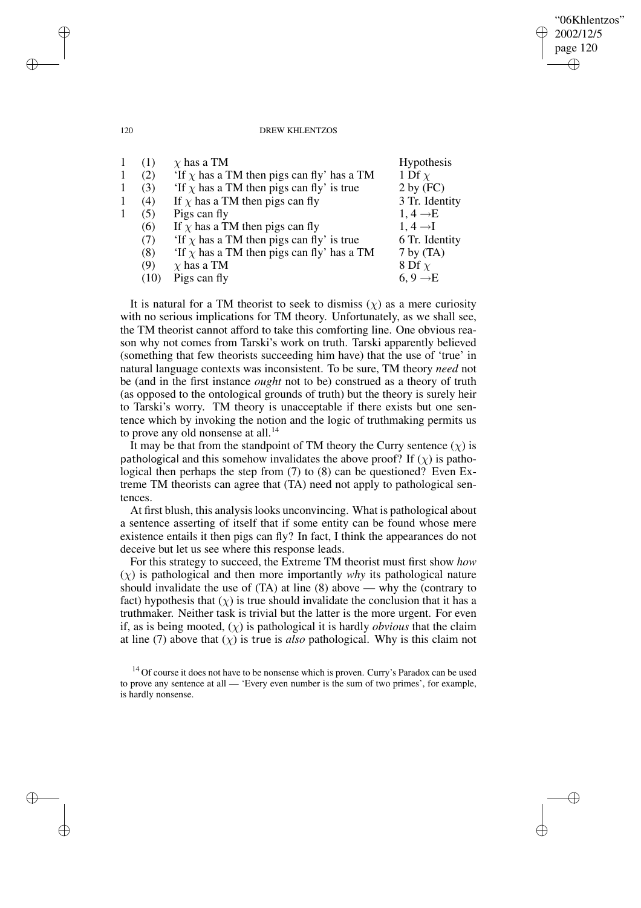| | | | |
|---|---|---|---|
| 1 | (1) | $\chi$ has a TM | Hypothesis |
| 1 | (2) | 'If $\chi$ has a TM then pigs can fly' has a TM | 1 Df $\chi$ |
| 1 | (3) | 'If $\chi$ has a TM then pigs can fly' is true | 2 by (FC) |
| 1 | (4) | If $\chi$ has a TM then pigs can fly | 3 Tr. Identity |
| 1 | (5) | Pigs can fly | 1, 4 $\rightarrow$E |
| | (6) | If $\chi$ has a TM then pigs can fly | 1, 4 $\rightarrow$I |
| | (7) | 'If $\chi$ has a TM then pigs can fly' is true | 6 Tr. Identity |
| | (8) | 'If $\chi$ has a TM then pigs can fly' has a TM | 7 by (TA) |
| | (9) | $\chi$ has a TM | 8 Df $\chi$ |
| | (10) | Pigs can fly | 6, 9 $\rightarrow$E |

It is natural for a TM theorist to seek to dismiss ($\chi$) as a mere curiosity with no serious implications for TM theory. Unfortunately, as we shall see, the TM theorist cannot afford to take this comforting line. One obvious reason why not comes from Tarski's work on truth. Tarski apparently believed (something that few theorists succeeding him have) that the use of 'true' in natural language contexts was inconsistent. To be sure, TM theory *need* not be (and in the first instance *ought* not to be) construed as a theory of truth (as opposed to the ontological grounds of truth) but the theory is surely heir to Tarski's worry. TM theory is unacceptable if there exists but one sentence which by invoking the notion and the logic of truthmaking permits us to prove any old nonsense at all.[14]

It may be that from the standpoint of TM theory the Curry sentence ($\chi$) is pathological and this somehow invalidates the above proof? If ($\chi$) is pathological then perhaps the step from (7) to (8) can be questioned? Even Extreme TM theorists can agree that (TA) need not apply to pathological sentences.

At first blush, this analysis looks unconvincing. What is pathological about a sentence asserting of itself that if some entity can be found whose mere existence entails it then pigs can fly? In fact, I think the appearances do not deceive but let us see where this response leads.

For this strategy to succeed, the Extreme TM theorist must first show *how* ($\chi$) is pathological and then more importantly *why* its pathological nature should invalidate the use of (TA) at line (8) above — why the (contrary to fact) hypothesis that ($\chi$) is true should invalidate the conclusion that it has a truthmaker. Neither task is trivial but the latter is the more urgent. For even if, as is being mooted, ($\chi$) is pathological it is hardly *obvious* that the claim at line (7) above that ($\chi$) is true is *also* pathological. Why is this claim not

[14] Of course it does not have to be nonsense which is proven. Curry's Paradox can be used to prove any sentence at all — 'Every even number is the sum of two primes', for example, is hardly nonsense.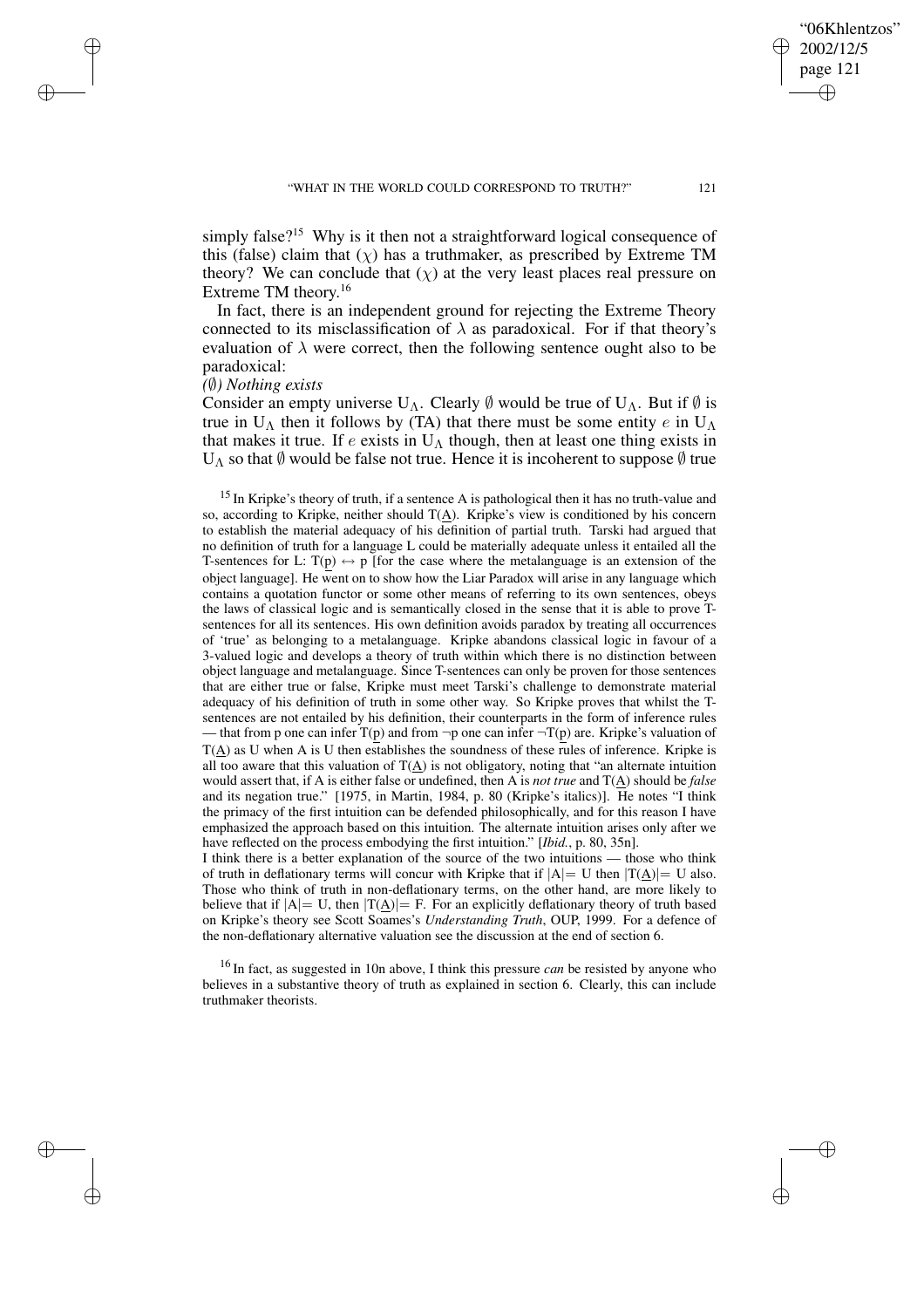simply false?[15] Why is it then not a straightforward logical consequence of this (false) claim that ($\chi$) has a truthmaker, as prescribed by Extreme TM theory? We can conclude that ($\chi$) at the very least places real pressure on Extreme TM theory.[16]

In fact, there is an independent ground for rejecting the Extreme Theory connected to its misclassification of $\lambda$ as paradoxical. For if that theory's evaluation of $\lambda$ were correct, then the following sentence ought also to be paradoxical:

*($\emptyset$) Nothing exists*

Consider an empty universe $U_\Lambda$. Clearly $\emptyset$ would be true of $U_\Lambda$. But if $\emptyset$ is true in $U_\Lambda$ then it follows by (TA) that there must be some entity $e$ in $U_\Lambda$ that makes it true. If $e$ exists in $U_\Lambda$ though, then at least one thing exists in $U_\Lambda$ so that $\emptyset$ would be false not true. Hence it is incoherent to suppose $\emptyset$ true

---

[15] In Kripke's theory of truth, if a sentence A is pathological then it has no truth-value and so, according to Kripke, neither should T(A). Kripke's view is conditioned by his concern to establish the material adequacy of his definition of partial truth. Tarski had argued that no definition of truth for a language L could be materially adequate unless it entailed all the T-sentences for L: $T(\underline{p}) \leftrightarrow p$ [for the case where the metalanguage is an extension of the object language]. He went on to show how the Liar Paradox will arise in any language which contains a quotation functor or some other means of referring to its own sentences, obeys the laws of classical logic and is semantically closed in the sense that it is able to prove T-sentences for all its sentences. His own definition avoids paradox by treating all occurrences of 'true' as belonging to a metalanguage. Kripke abandons classical logic in favour of a 3-valued logic and develops a theory of truth within which there is no distinction between object language and metalanguage. Since T-sentences can only be proven for those sentences that are either true or false, Kripke must meet Tarski's challenge to demonstrate material adequacy of his definition of truth in some other way. So Kripke proves that whilst the T-sentences are not entailed by his definition, their counterparts in the form of inference rules — that from p one can infer $T(\underline{p})$ and from $\neg$p one can infer $\neg T(\underline{p})$ are. Kripke's valuation of $T(\underline{A})$ as U when A is U then establishes the soundness of these rules of inference. Kripke is all too aware that this valuation of $T(\underline{A})$ is not obligatory, noting that "an alternate intuition would assert that, if A is either false or undefined, then A is *not true* and $T(\underline{A})$ should be *false* and its negation true." [1975, in Martin, 1984, p. 80 (Kripke's italics)]. He notes "I think the primacy of the first intuition can be defended philosophically, and for this reason I have emphasized the approach based on this intuition. The alternate intuition arises only after we have reflected on the process embodying the first intuition." [*Ibid.*, p. 80, 35n].

I think there is a better explanation of the source of the two intuitions — those who think of truth in deflationary terms will concur with Kripke that if $|A| = U$ then $|T(\underline{A})| = U$ also. Those who think of truth in non-deflationary terms, on the other hand, are more likely to believe that if $|A| = U$, then $|T(\underline{A})| = F$. For an explicitly deflationary theory of truth based on Kripke's theory see Scott Soames's *Understanding Truth*, OUP, 1999. For a defence of the non-deflationary alternative valuation see the discussion at the end of section 6.

[16] In fact, as suggested in 10n above, I think this pressure *can* be resisted by anyone who believes in a substantive theory of truth as explained in section 6. Clearly, this can include truthmaker theorists.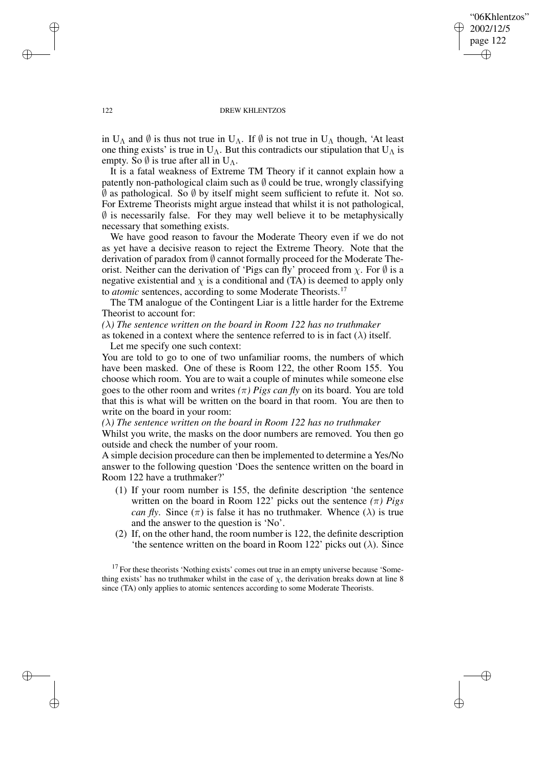in $U_\Lambda$ and $\emptyset$ is thus not true in $U_\Lambda$. If $\emptyset$ is not true in $U_\Lambda$ though, 'At least one thing exists' is true in $U_\Lambda$. But this contradicts our stipulation that $U_\Lambda$ is empty. So $\emptyset$ is true after all in $U_\Lambda$.

It is a fatal weakness of Extreme TM Theory if it cannot explain how a patently non-pathological claim such as $\emptyset$ could be true, wrongly classifying $\emptyset$ as pathological. So $\emptyset$ by itself might seem sufficient to refute it. Not so. For Extreme Theorists might argue instead that whilst it is not pathological, $\emptyset$ is necessarily false. For they may well believe it to be metaphysically necessary that something exists.

We have good reason to favour the Moderate Theory even if we do not as yet have a decisive reason to reject the Extreme Theory. Note that the derivation of paradox from $\emptyset$ cannot formally proceed for the Moderate Theorist. Neither can the derivation of 'Pigs can fly' proceed from $\chi$. For $\emptyset$ is a negative existential and $\chi$ is a conditional and (TA) is deemed to apply only to *atomic* sentences, according to some Moderate Theorists.[17]

The TM analogue of the Contingent Liar is a little harder for the Extreme Theorist to account for:

*($\lambda$) The sentence written on the board in Room 122 has no truthmaker*

as tokened in a context where the sentence referred to is in fact ($\lambda$) itself.

Let me specify one such context:

You are told to go to one of two unfamiliar rooms, the numbers of which have been masked. One of these is Room 122, the other Room 155. You choose which room. You are to wait a couple of minutes while someone else goes to the other room and writes *($\pi$) Pigs can fly* on its board. You are told that this is what will be written on the board in that room. You are then to write on the board in your room:

*($\lambda$) The sentence written on the board in Room 122 has no truthmaker*

Whilst you write, the masks on the door numbers are removed. You then go outside and check the number of your room.

A simple decision procedure can then be implemented to determine a Yes/No answer to the following question 'Does the sentence written on the board in Room 122 have a truthmaker?'

(1) If your room number is 155, the definite description 'the sentence written on the board in Room 122' picks out the sentence *($\pi$) Pigs can fly*. Since ($\pi$) is false it has no truthmaker. Whence ($\lambda$) is true and the answer to the question is 'No'.

(2) If, on the other hand, the room number is 122, the definite description 'the sentence written on the board in Room 122' picks out ($\lambda$). Since

[17] For these theorists 'Nothing exists' comes out true in an empty universe because 'Something exists' has no truthmaker whilst in the case of $\chi$, the derivation breaks down at line 8 since (TA) only applies to atomic sentences according to some Moderate Theorists.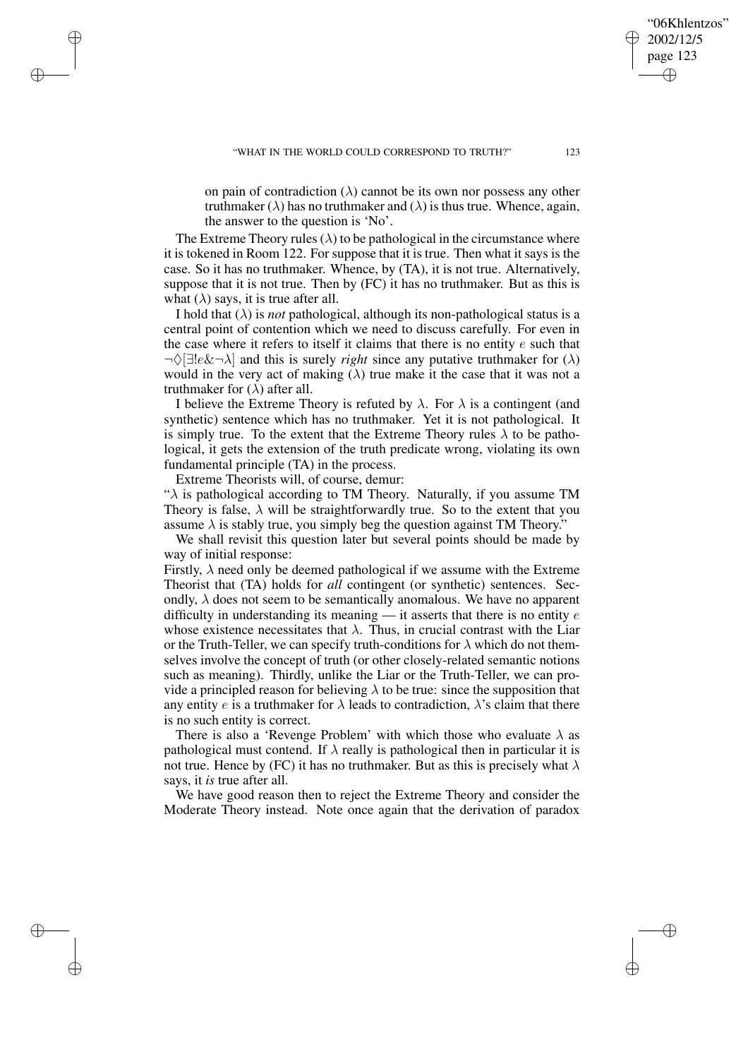on pain of contradiction ($\lambda$) cannot be its own nor possess any other truthmaker ($\lambda$) has no truthmaker and ($\lambda$) is thus true. Whence, again, the answer to the question is 'No'.

The Extreme Theory rules ($\lambda$) to be pathological in the circumstance where it is tokened in Room 122. For suppose that it is true. Then what it says is the case. So it has no truthmaker. Whence, by (TA), it is not true. Alternatively, suppose that it is not true. Then by (FC) it has no truthmaker. But as this is what ($\lambda$) says, it is true after all.

I hold that ($\lambda$) is *not* pathological, although its non-pathological status is a central point of contention which we need to discuss carefully. For even in the case where it refers to itself it claims that there is no entity $e$ such that $\neg\Diamond[\exists! e \& \neg\lambda]$ and this is surely *right* since any putative truthmaker for ($\lambda$) would in the very act of making ($\lambda$) true make it the case that it was not a truthmaker for ($\lambda$) after all.

I believe the Extreme Theory is refuted by $\lambda$. For $\lambda$ is a contingent (and synthetic) sentence which has no truthmaker. Yet it is not pathological. It is simply true. To the extent that the Extreme Theory rules $\lambda$ to be pathological, it gets the extension of the truth predicate wrong, violating its own fundamental principle (TA) in the process.

Extreme Theorists will, of course, demur:

"$\lambda$ is pathological according to TM Theory. Naturally, if you assume TM Theory is false, $\lambda$ will be straightforwardly true. So to the extent that you assume $\lambda$ is stably true, you simply beg the question against TM Theory."

We shall revisit this question later but several points should be made by way of initial response:

Firstly, $\lambda$ need only be deemed pathological if we assume with the Extreme Theorist that (TA) holds for *all* contingent (or synthetic) sentences. Secondly, $\lambda$ does not seem to be semantically anomalous. We have no apparent difficulty in understanding its meaning — it asserts that there is no entity $e$ whose existence necessitates that $\lambda$. Thus, in crucial contrast with the Liar or the Truth-Teller, we can specify truth-conditions for $\lambda$ which do not themselves involve the concept of truth (or other closely-related semantic notions such as meaning). Thirdly, unlike the Liar or the Truth-Teller, we can provide a principled reason for believing $\lambda$ to be true: since the supposition that any entity $e$ is a truthmaker for $\lambda$ leads to contradiction, $\lambda$'s claim that there is no such entity is correct.

There is also a 'Revenge Problem' with which those who evaluate $\lambda$ as pathological must contend. If $\lambda$ really is pathological then in particular it is not true. Hence by (FC) it has no truthmaker. But as this is precisely what $\lambda$ says, it *is* true after all.

We have good reason then to reject the Extreme Theory and consider the Moderate Theory instead. Note once again that the derivation of paradox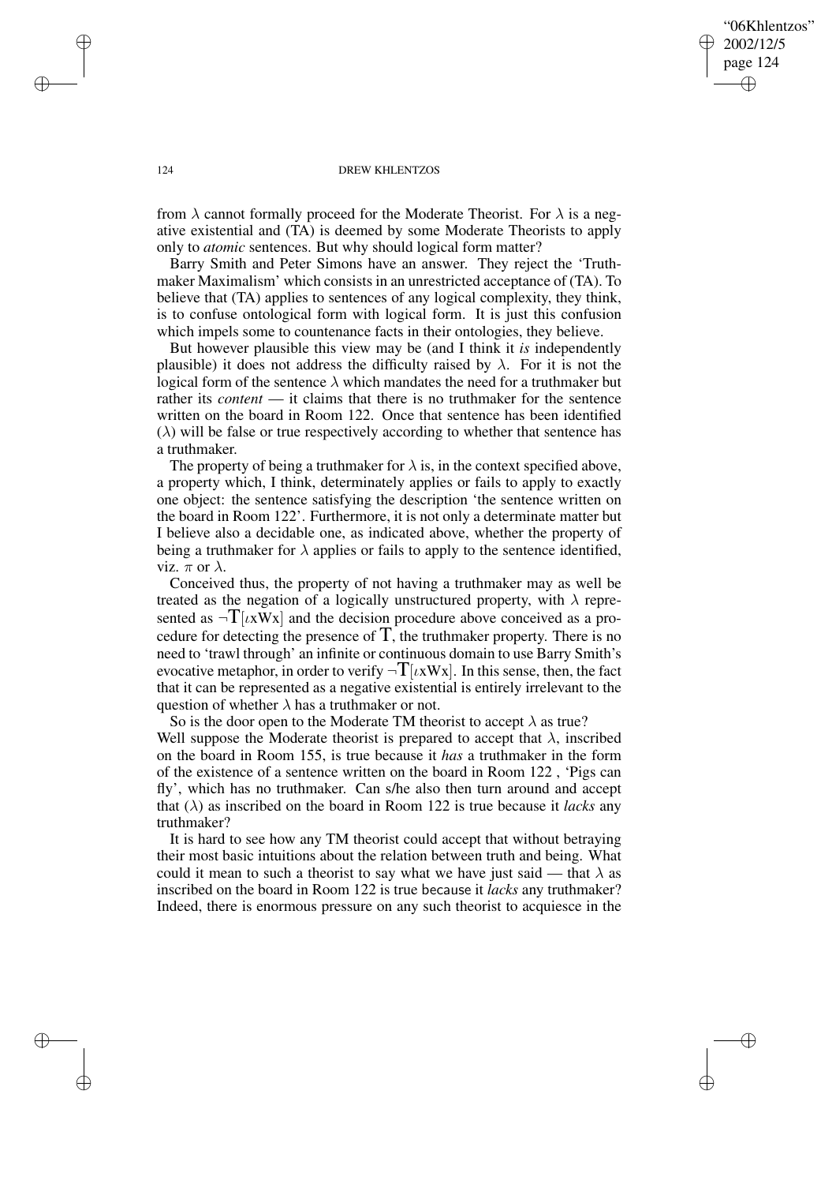from $\lambda$ cannot formally proceed for the Moderate Theorist. For $\lambda$ is a negative existential and (TA) is deemed by some Moderate Theorists to apply only to *atomic* sentences. But why should logical form matter?

Barry Smith and Peter Simons have an answer. They reject the 'Truthmaker Maximalism' which consists in an unrestricted acceptance of (TA). To believe that (TA) applies to sentences of any logical complexity, they think, is to confuse ontological form with logical form. It is just this confusion which impels some to countenance facts in their ontologies, they believe.

But however plausible this view may be (and I think it *is* independently plausible) it does not address the difficulty raised by $\lambda$. For it is not the logical form of the sentence $\lambda$ which mandates the need for a truthmaker but rather its *content* — it claims that there is no truthmaker for the sentence written on the board in Room 122. Once that sentence has been identified ($\lambda$) will be false or true respectively according to whether that sentence has a truthmaker.

The property of being a truthmaker for $\lambda$ is, in the context specified above, a property which, I think, determinately applies or fails to apply to exactly one object: the sentence satisfying the description 'the sentence written on the board in Room 122'. Furthermore, it is not only a determinate matter but I believe also a decidable one, as indicated above, whether the property of being a truthmaker for $\lambda$ applies or fails to apply to the sentence identified, viz. $\pi$ or $\lambda$.

Conceived thus, the property of not having a truthmaker may as well be treated as the negation of a logically unstructured property, with $\lambda$ represented as $\neg\mathrm{T}[\iota x Wx]$ and the decision procedure above conceived as a procedure for detecting the presence of $\mathrm{T}$, the truthmaker property. There is no need to 'trawl through' an infinite or continuous domain to use Barry Smith's evocative metaphor, in order to verify $\neg\mathrm{T}[\iota x Wx]$. In this sense, then, the fact that it can be represented as a negative existential is entirely irrelevant to the question of whether $\lambda$ has a truthmaker or not.

So is the door open to the Moderate TM theorist to accept $\lambda$ as true? Well suppose the Moderate theorist is prepared to accept that $\lambda$, inscribed on the board in Room 155, is true because it *has* a truthmaker in the form of the existence of a sentence written on the board in Room 122 , 'Pigs can fly', which has no truthmaker. Can s/he also then turn around and accept that ($\lambda$) as inscribed on the board in Room 122 is true because it *lacks* any truthmaker?

It is hard to see how any TM theorist could accept that without betraying their most basic intuitions about the relation between truth and being. What could it mean to such a theorist to say what we have just said — that $\lambda$ as inscribed on the board in Room 122 is true because it *lacks* any truthmaker? Indeed, there is enormous pressure on any such theorist to acquiesce in the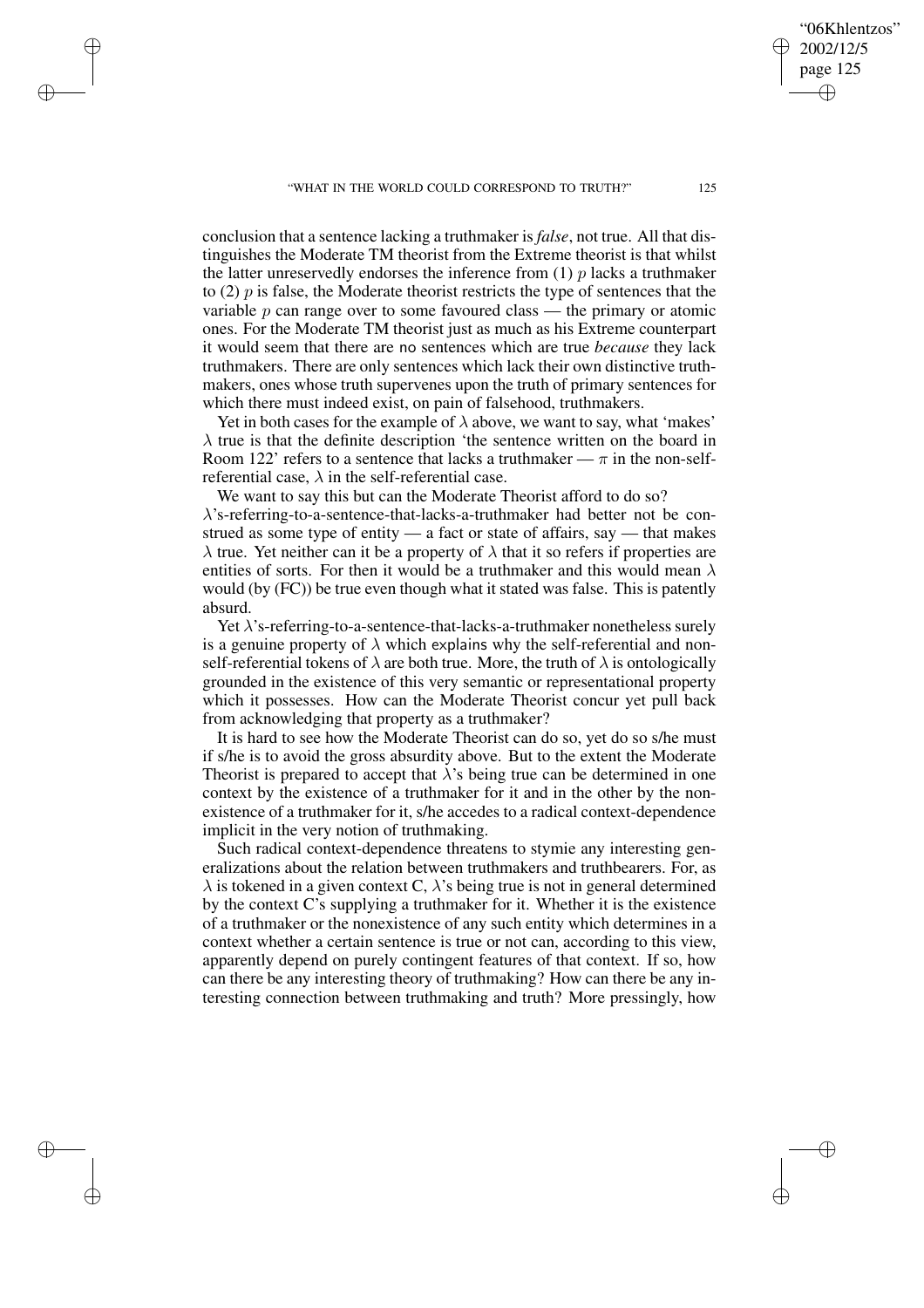conclusion that a sentence lacking a truthmaker is *false*, not true. All that distinguishes the Moderate TM theorist from the Extreme theorist is that whilst the latter unreservedly endorses the inference from (1) $p$ lacks a truthmaker to (2) $p$ is false, the Moderate theorist restricts the type of sentences that the variable $p$ can range over to some favoured class — the primary or atomic ones. For the Moderate TM theorist just as much as his Extreme counterpart it would seem that there are no sentences which are true *because* they lack truthmakers. There are only sentences which lack their own distinctive truthmakers, ones whose truth supervenes upon the truth of primary sentences for which there must indeed exist, on pain of falsehood, truthmakers.

Yet in both cases for the example of $\lambda$ above, we want to say, what 'makes' $\lambda$ true is that the definite description 'the sentence written on the board in Room 122' refers to a sentence that lacks a truthmaker — $\pi$ in the non-self-referential case, $\lambda$ in the self-referential case.

We want to say this but can the Moderate Theorist afford to do so? $\lambda$'s-referring-to-a-sentence-that-lacks-a-truthmaker had better not be construed as some type of entity — a fact or state of affairs, say — that makes $\lambda$ true. Yet neither can it be a property of $\lambda$ that it so refers if properties are entities of sorts. For then it would be a truthmaker and this would mean $\lambda$ would (by (FC)) be true even though what it stated was false. This is patently absurd.

Yet $\lambda$'s-referring-to-a-sentence-that-lacks-a-truthmaker nonetheless surely is a genuine property of $\lambda$ which explains why the self-referential and non-self-referential tokens of $\lambda$ are both true. More, the truth of $\lambda$ is ontologically grounded in the existence of this very semantic or representational property which it possesses. How can the Moderate Theorist concur yet pull back from acknowledging that property as a truthmaker?

It is hard to see how the Moderate Theorist can do so, yet do so s/he must if s/he is to avoid the gross absurdity above. But to the extent the Moderate Theorist is prepared to accept that $\lambda$'s being true can be determined in one context by the existence of a truthmaker for it and in the other by the non-existence of a truthmaker for it, s/he accedes to a radical context-dependence implicit in the very notion of truthmaking.

Such radical context-dependence threatens to stymie any interesting generalizations about the relation between truthmakers and truthbearers. For, as $\lambda$ is tokened in a given context C, $\lambda$'s being true is not in general determined by the context C's supplying a truthmaker for it. Whether it is the existence of a truthmaker or the nonexistence of any such entity which determines in a context whether a certain sentence is true or not can, according to this view, apparently depend on purely contingent features of that context. If so, how can there be any interesting theory of truthmaking? How can there be any interesting connection between truthmaking and truth? More pressingly, how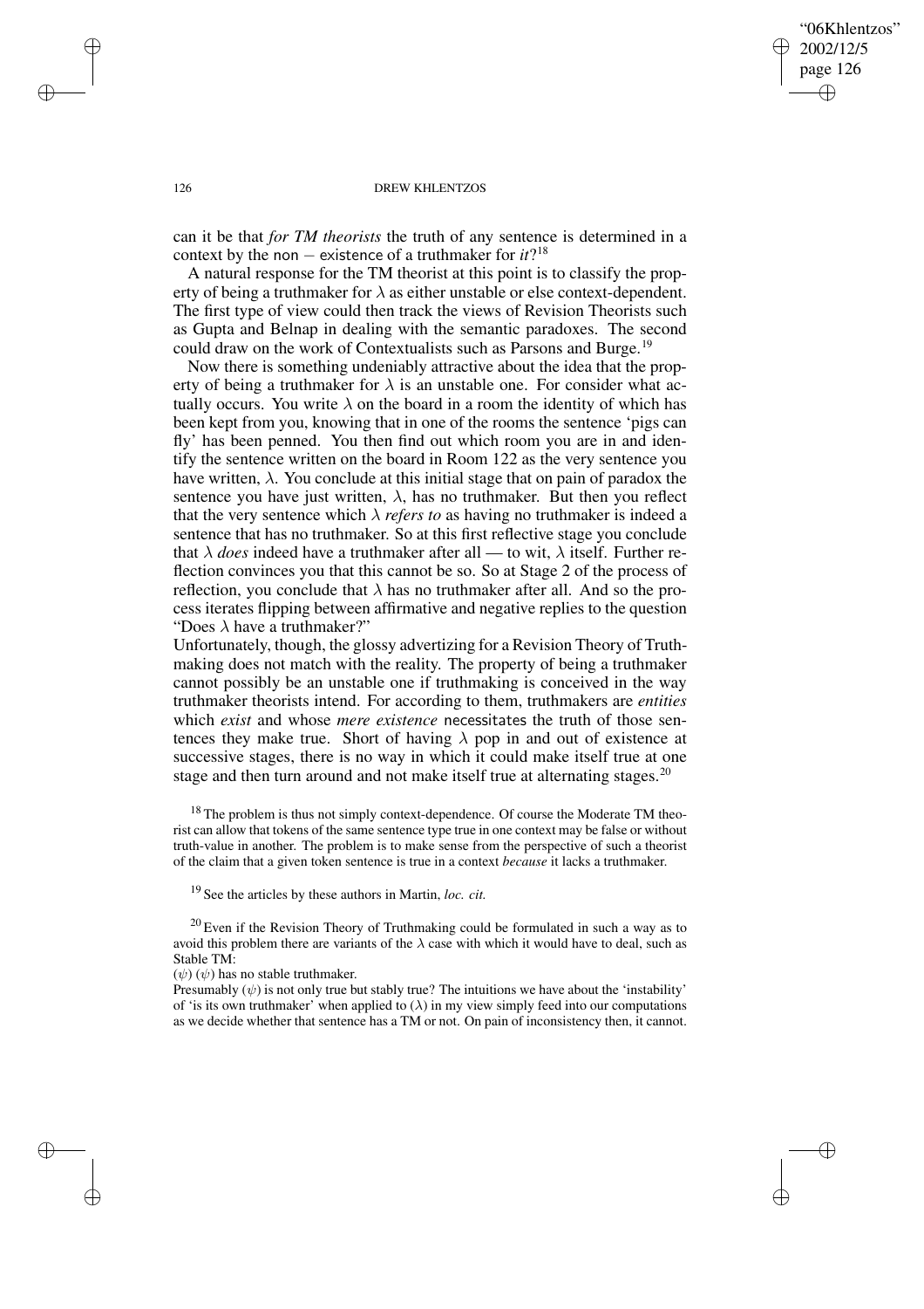can it be that *for TM theorists* the truth of any sentence is determined in a context by the non − existence of a truthmaker for *it*?[18]

A natural response for the TM theorist at this point is to classify the property of being a truthmaker for $\lambda$ as either unstable or else context-dependent. The first type of view could then track the views of Revision Theorists such as Gupta and Belnap in dealing with the semantic paradoxes. The second could draw on the work of Contextualists such as Parsons and Burge.[19]

Now there is something undeniably attractive about the idea that the property of being a truthmaker for $\lambda$ is an unstable one. For consider what actually occurs. You write $\lambda$ on the board in a room the identity of which has been kept from you, knowing that in one of the rooms the sentence 'pigs can fly' has been penned. You then find out which room you are in and identify the sentence written on the board in Room 122 as the very sentence you have written, $\lambda$. You conclude at this initial stage that on pain of paradox the sentence you have just written, $\lambda$, has no truthmaker. But then you reflect that the very sentence which $\lambda$ *refers to* as having no truthmaker is indeed a sentence that has no truthmaker. So at this first reflective stage you conclude that $\lambda$ *does* indeed have a truthmaker after all — to wit, $\lambda$ itself. Further reflection convinces you that this cannot be so. So at Stage 2 of the process of reflection, you conclude that $\lambda$ has no truthmaker after all. And so the process iterates flipping between affirmative and negative replies to the question "Does $\lambda$ have a truthmaker?"

Unfortunately, though, the glossy advertizing for a Revision Theory of Truthmaking does not match with the reality. The property of being a truthmaker cannot possibly be an unstable one if truthmaking is conceived in the way truthmaker theorists intend. For according to them, truthmakers are *entities* which *exist* and whose *mere existence* necessitates the truth of those sentences they make true. Short of having $\lambda$ pop in and out of existence at successive stages, there is no way in which it could make itself true at one stage and then turn around and not make itself true at alternating stages.[20]

[18] The problem is thus not simply context-dependence. Of course the Moderate TM theorist can allow that tokens of the same sentence type true in one context may be false or without truth-value in another. The problem is to make sense from the perspective of such a theorist of the claim that a given token sentence is true in a context *because* it lacks a truthmaker.

[19] See the articles by these authors in Martin, *loc. cit.*

[20] Even if the Revision Theory of Truthmaking could be formulated in such a way as to avoid this problem there are variants of the $\lambda$ case with which it would have to deal, such as Stable TM:

($\psi$) ($\psi$) has no stable truthmaker.

Presumably ($\psi$) is not only true but stably true? The intuitions we have about the 'instability' of 'is its own truthmaker' when applied to ($\lambda$) in my view simply feed into our computations as we decide whether that sentence has a TM or not. On pain of inconsistency then, it cannot.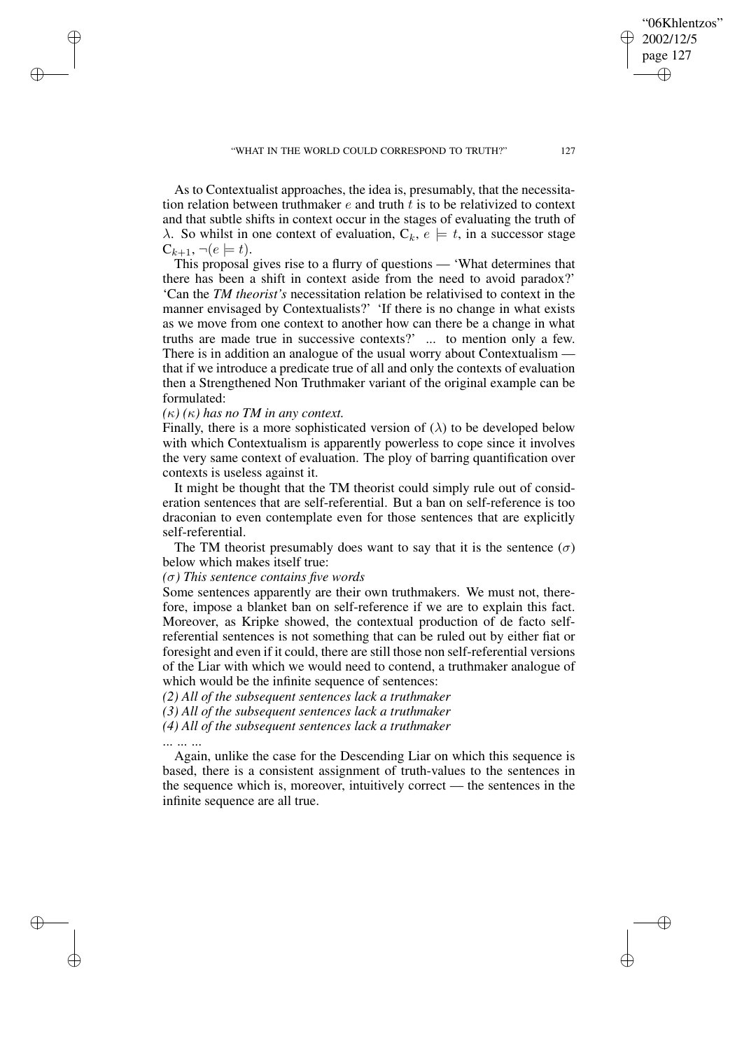As to Contextualist approaches, the idea is, presumably, that the necessitation relation between truthmaker $e$ and truth $t$ is to be relativized to context and that subtle shifts in context occur in the stages of evaluating the truth of $\lambda$. So whilst in one context of evaluation, $C_k$, $e \models t$, in a successor stage $C_{k+1}$, $\neg(e \models t)$.

This proposal gives rise to a flurry of questions — 'What determines that there has been a shift in context aside from the need to avoid paradox?' 'Can the *TM theorist's* necessitation relation be relativised to context in the manner envisaged by Contextualists?' 'If there is no change in what exists as we move from one context to another how can there be a change in what truths are made true in successive contexts?' ... to mention only a few. There is in addition an analogue of the usual worry about Contextualism — that if we introduce a predicate true of all and only the contexts of evaluation then a Strengthened Non Truthmaker variant of the original example can be formulated:

*($\kappa$) ($\kappa$) has no TM in any context.*

Finally, there is a more sophisticated version of ($\lambda$) to be developed below with which Contextualism is apparently powerless to cope since it involves the very same context of evaluation. The ploy of barring quantification over contexts is useless against it.

It might be thought that the TM theorist could simply rule out of consideration sentences that are self-referential. But a ban on self-reference is too draconian to even contemplate even for those sentences that are explicitly self-referential.

The TM theorist presumably does want to say that it is the sentence ($\sigma$) below which makes itself true:

*($\sigma$) This sentence contains five words*

Some sentences apparently are their own truthmakers. We must not, therefore, impose a blanket ban on self-reference if we are to explain this fact. Moreover, as Kripke showed, the contextual production of de facto self-referential sentences is not something that can be ruled out by either fiat or foresight and even if it could, there are still those non self-referential versions of the Liar with which we would need to contend, a truthmaker analogue of which would be the infinite sequence of sentences:

*(2) All of the subsequent sentences lack a truthmaker*

*(3) All of the subsequent sentences lack a truthmaker*

*(4) All of the subsequent sentences lack a truthmaker*

... ... ...

Again, unlike the case for the Descending Liar on which this sequence is based, there is a consistent assignment of truth-values to the sentences in the sequence which is, moreover, intuitively correct — the sentences in the infinite sequence are all true.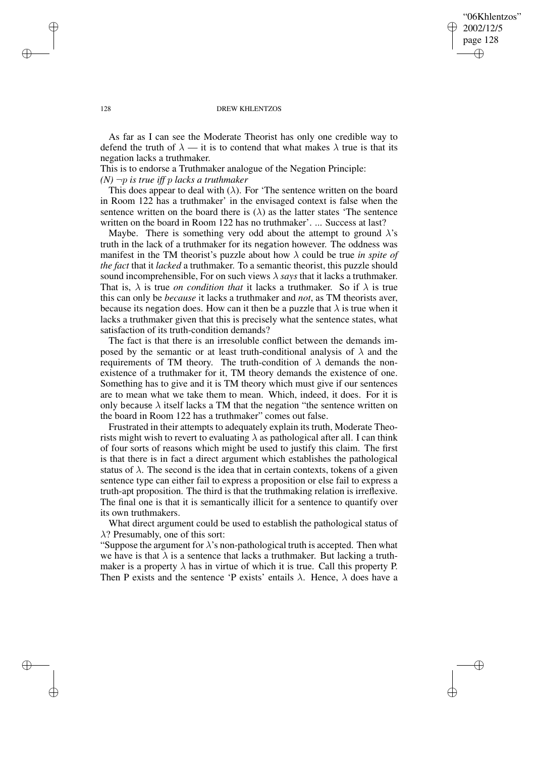As far as I can see the Moderate Theorist has only one credible way to defend the truth of $\lambda$ — it is to contend that what makes $\lambda$ true is that its negation lacks a truthmaker.

This is to endorse a Truthmaker analogue of the Negation Principle:

*(N) $\neg p$ is true iff $p$ lacks a truthmaker*

This does appear to deal with ($\lambda$). For 'The sentence written on the board in Room 122 has a truthmaker' in the envisaged context is false when the sentence written on the board there is ($\lambda$) as the latter states 'The sentence written on the board in Room 122 has no truthmaker'. ... Success at last?

Maybe. There is something very odd about the attempt to ground $\lambda$'s truth in the lack of a truthmaker for its negation however. The oddness was manifest in the TM theorist's puzzle about how $\lambda$ could be true *in spite of the fact* that it *lacked* a truthmaker. To a semantic theorist, this puzzle should sound incomprehensible, For on such views $\lambda$ *says* that it lacks a truthmaker. That is, $\lambda$ is true *on condition that* it lacks a truthmaker. So if $\lambda$ is true this can only be *because* it lacks a truthmaker and *not*, as TM theorists aver, because its negation does. How can it then be a puzzle that $\lambda$ is true when it lacks a truthmaker given that this is precisely what the sentence states, what satisfaction of its truth-condition demands?

The fact is that there is an irresoluble conflict between the demands imposed by the semantic or at least truth-conditional analysis of $\lambda$ and the requirements of TM theory. The truth-condition of $\lambda$ demands the non-existence of a truthmaker for it, TM theory demands the existence of one. Something has to give and it is TM theory which must give if our sentences are to mean what we take them to mean. Which, indeed, it does. For it is only because $\lambda$ itself lacks a TM that the negation "the sentence written on the board in Room 122 has a truthmaker" comes out false.

Frustrated in their attempts to adequately explain its truth, Moderate Theorists might wish to revert to evaluating $\lambda$ as pathological after all. I can think of four sorts of reasons which might be used to justify this claim. The first is that there is in fact a direct argument which establishes the pathological status of $\lambda$. The second is the idea that in certain contexts, tokens of a given sentence type can either fail to express a proposition or else fail to express a truth-apt proposition. The third is that the truthmaking relation is irreflexive. The final one is that it is semantically illicit for a sentence to quantify over its own truthmakers.

What direct argument could be used to establish the pathological status of $\lambda$? Presumably, one of this sort:

"Suppose the argument for $\lambda$'s non-pathological truth is accepted. Then what we have is that $\lambda$ is a sentence that lacks a truthmaker. But lacking a truthmaker is a property $\lambda$ has in virtue of which it is true. Call this property P. Then P exists and the sentence 'P exists' entails $\lambda$. Hence, $\lambda$ does have a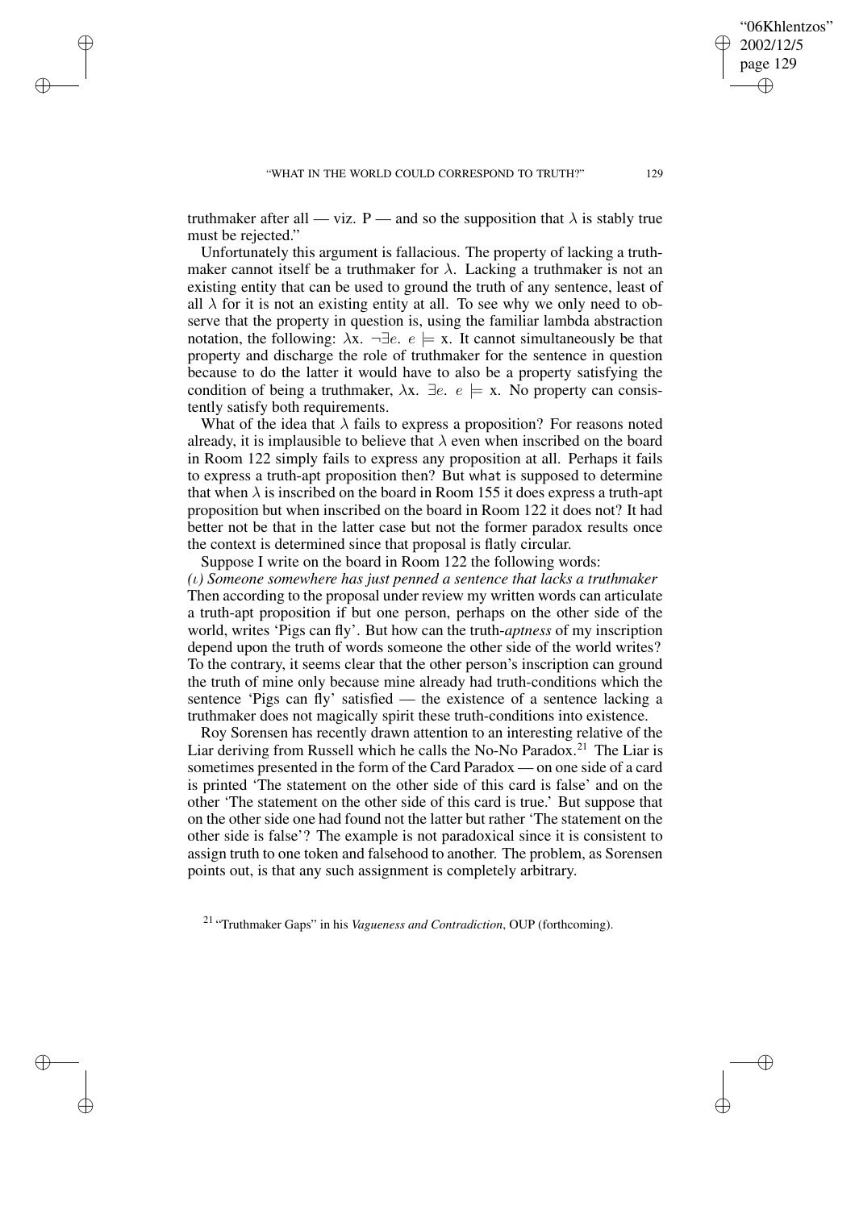truthmaker after all — viz. P — and so the supposition that $\lambda$ is stably true must be rejected."

Unfortunately this argument is fallacious. The property of lacking a truthmaker cannot itself be a truthmaker for $\lambda$. Lacking a truthmaker is not an existing entity that can be used to ground the truth of any sentence, least of all $\lambda$ for it is not an existing entity at all. To see why we only need to observe that the property in question is, using the familiar lambda abstraction notation, the following: $\lambda x.\ \neg\exists e.\ e \models x$. It cannot simultaneously be that property and discharge the role of truthmaker for the sentence in question because to do the latter it would have to also be a property satisfying the condition of being a truthmaker, $\lambda x.\ \exists e.\ e \models x$. No property can consistently satisfy both requirements.

What of the idea that $\lambda$ fails to express a proposition? For reasons noted already, it is implausible to believe that $\lambda$ even when inscribed on the board in Room 122 simply fails to express any proposition at all. Perhaps it fails to express a truth-apt proposition then? But what is supposed to determine that when $\lambda$ is inscribed on the board in Room 155 it does express a truth-apt proposition but when inscribed on the board in Room 122 it does not? It had better not be that in the latter case but not the former paradox results once the context is determined since that proposal is flatly circular.

Suppose I write on the board in Room 122 the following words:

*($\iota$) Someone somewhere has just penned a sentence that lacks a truthmaker*

Then according to the proposal under review my written words can articulate a truth-apt proposition if but one person, perhaps on the other side of the world, writes 'Pigs can fly'. But how can the truth-*aptness* of my inscription depend upon the truth of words someone the other side of the world writes? To the contrary, it seems clear that the other person's inscription can ground the truth of mine only because mine already had truth-conditions which the sentence 'Pigs can fly' satisfied — the existence of a sentence lacking a truthmaker does not magically spirit these truth-conditions into existence.

Roy Sorensen has recently drawn attention to an interesting relative of the Liar deriving from Russell which he calls the No-No Paradox.[21] The Liar is sometimes presented in the form of the Card Paradox — on one side of a card is printed 'The statement on the other side of this card is false' and on the other 'The statement on the other side of this card is true.' But suppose that on the other side one had found not the latter but rather 'The statement on the other side is false'? The example is not paradoxical since it is consistent to assign truth to one token and falsehood to another. The problem, as Sorensen points out, is that any such assignment is completely arbitrary.

[21] "Truthmaker Gaps" in his *Vagueness and Contradiction*, OUP (forthcoming).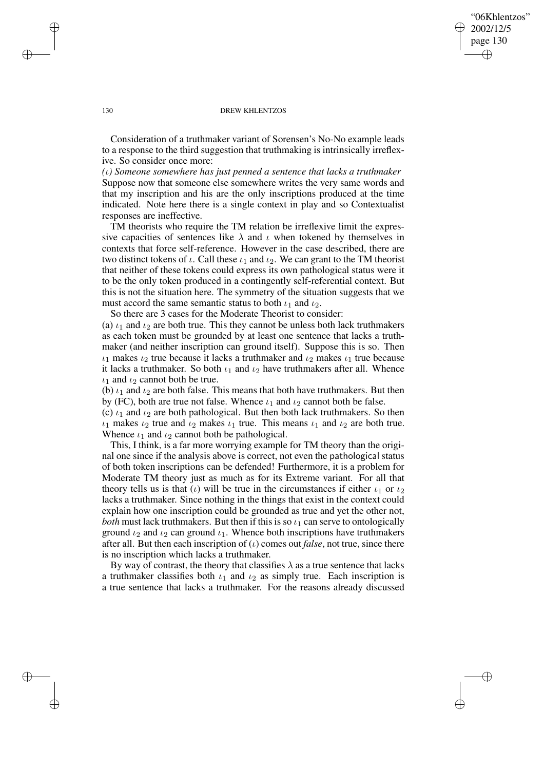Consideration of a truthmaker variant of Sorensen's No-No example leads to a response to the third suggestion that truthmaking is intrinsically irreflexive. So consider once more:

*($\iota$) Someone somewhere has just penned a sentence that lacks a truthmaker*
Suppose now that someone else somewhere writes the very same words and that my inscription and his are the only inscriptions produced at the time indicated. Note here there is a single context in play and so Contextualist responses are ineffective.

TM theorists who require the TM relation be irreflexive limit the expressive capacities of sentences like $\lambda$ and $\iota$ when tokened by themselves in contexts that force self-reference. However in the case described, there are two distinct tokens of $\iota$. Call these $\iota_1$ and $\iota_2$. We can grant to the TM theorist that neither of these tokens could express its own pathological status were it to be the only token produced in a contingently self-referential context. But this is not the situation here. The symmetry of the situation suggests that we must accord the same semantic status to both $\iota_1$ and $\iota_2$.

So there are 3 cases for the Moderate Theorist to consider:

(a) $\iota_1$ and $\iota_2$ are both true. This they cannot be unless both lack truthmakers as each token must be grounded by at least one sentence that lacks a truthmaker (and neither inscription can ground itself). Suppose this is so. Then $\iota_1$ makes $\iota_2$ true because it lacks a truthmaker and $\iota_2$ makes $\iota_1$ true because it lacks a truthmaker. So both $\iota_1$ and $\iota_2$ have truthmakers after all. Whence $\iota_1$ and $\iota_2$ cannot both be true.

(b) $\iota_1$ and $\iota_2$ are both false. This means that both have truthmakers. But then by (FC), both are true not false. Whence $\iota_1$ and $\iota_2$ cannot both be false.

(c) $\iota_1$ and $\iota_2$ are both pathological. But then both lack truthmakers. So then $\iota_1$ makes $\iota_2$ true and $\iota_2$ makes $\iota_1$ true. This means $\iota_1$ and $\iota_2$ are both true. Whence $\iota_1$ and $\iota_2$ cannot both be pathological.

This, I think, is a far more worrying example for TM theory than the original one since if the analysis above is correct, not even the pathological status of both token inscriptions can be defended! Furthermore, it is a problem for Moderate TM theory just as much as for its Extreme variant. For all that theory tells us is that ($\iota$) will be true in the circumstances if either $\iota_1$ or $\iota_2$ lacks a truthmaker. Since nothing in the things that exist in the context could explain how one inscription could be grounded as true and yet the other not, *both* must lack truthmakers. But then if this is so $\iota_1$ can serve to ontologically ground $\iota_2$ and $\iota_2$ can ground $\iota_1$. Whence both inscriptions have truthmakers after all. But then each inscription of ($\iota$) comes out *false*, not true, since there is no inscription which lacks a truthmaker.

By way of contrast, the theory that classifies $\lambda$ as a true sentence that lacks a truthmaker classifies both $\iota_1$ and $\iota_2$ as simply true. Each inscription is a true sentence that lacks a truthmaker. For the reasons already discussed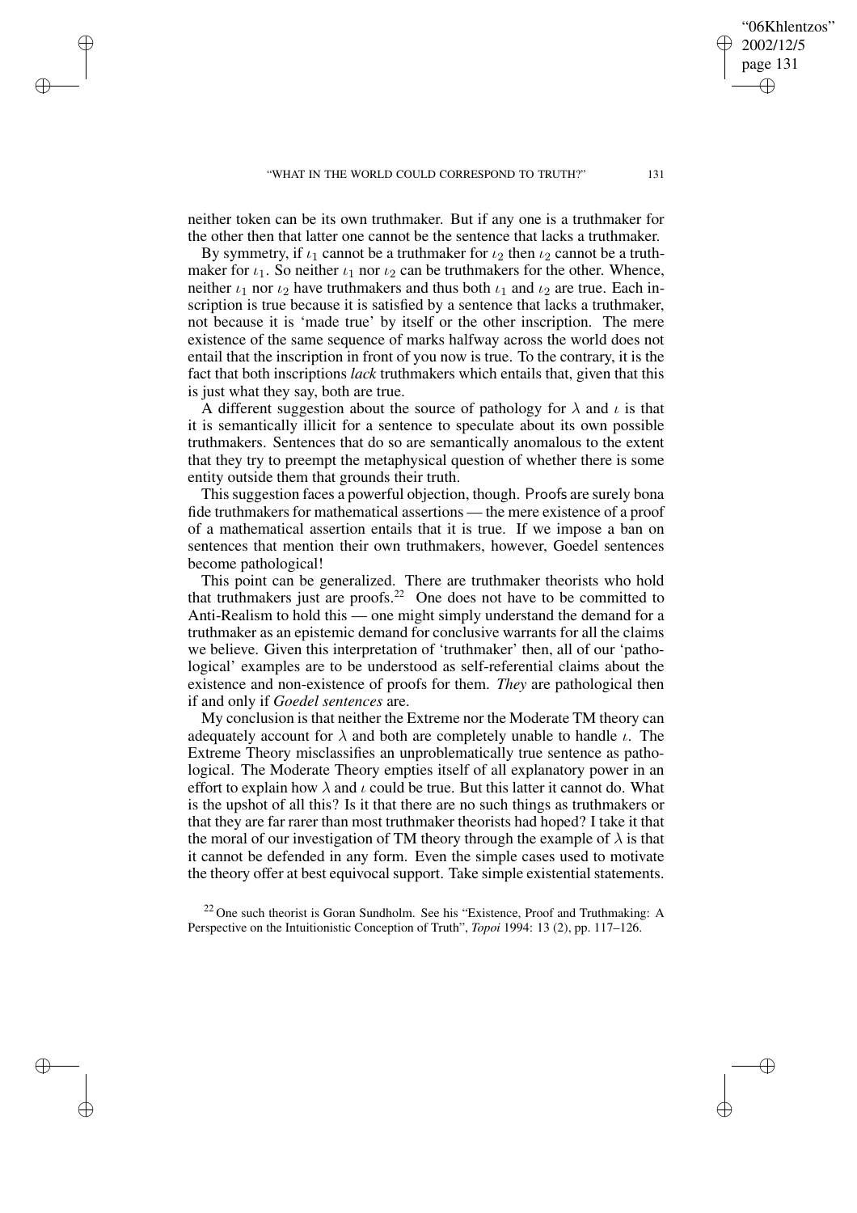neither token can be its own truthmaker. But if any one is a truthmaker for the other then that latter one cannot be the sentence that lacks a truthmaker.

By symmetry, if $\iota_1$ cannot be a truthmaker for $\iota_2$ then $\iota_2$ cannot be a truthmaker for $\iota_1$. So neither $\iota_1$ nor $\iota_2$ can be truthmakers for the other. Whence, neither $\iota_1$ nor $\iota_2$ have truthmakers and thus both $\iota_1$ and $\iota_2$ are true. Each inscription is true because it is satisfied by a sentence that lacks a truthmaker, not because it is 'made true' by itself or the other inscription. The mere existence of the same sequence of marks halfway across the world does not entail that the inscription in front of you now is true. To the contrary, it is the fact that both inscriptions *lack* truthmakers which entails that, given that this is just what they say, both are true.

A different suggestion about the source of pathology for $\lambda$ and $\iota$ is that it is semantically illicit for a sentence to speculate about its own possible truthmakers. Sentences that do so are semantically anomalous to the extent that they try to preempt the metaphysical question of whether there is some entity outside them that grounds their truth.

This suggestion faces a powerful objection, though. Proofs are surely bona fide truthmakers for mathematical assertions — the mere existence of a proof of a mathematical assertion entails that it is true. If we impose a ban on sentences that mention their own truthmakers, however, Goedel sentences become pathological!

This point can be generalized. There are truthmaker theorists who hold that truthmakers just are proofs.[22] One does not have to be committed to Anti-Realism to hold this — one might simply understand the demand for a truthmaker as an epistemic demand for conclusive warrants for all the claims we believe. Given this interpretation of 'truthmaker' then, all of our 'pathological' examples are to be understood as self-referential claims about the existence and non-existence of proofs for them. *They* are pathological then if and only if *Goedel sentences* are.

My conclusion is that neither the Extreme nor the Moderate TM theory can adequately account for $\lambda$ and both are completely unable to handle $\iota$. The Extreme Theory misclassifies an unproblematically true sentence as pathological. The Moderate Theory empties itself of all explanatory power in an effort to explain how $\lambda$ and $\iota$ could be true. But this latter it cannot do. What is the upshot of all this? Is it that there are no such things as truthmakers or that they are far rarer than most truthmaker theorists had hoped? I take it that the moral of our investigation of TM theory through the example of $\lambda$ is that it cannot be defended in any form. Even the simple cases used to motivate the theory offer at best equivocal support. Take simple existential statements.

[22] One such theorist is Goran Sundholm. See his "Existence, Proof and Truthmaking: A Perspective on the Intuitionistic Conception of Truth", *Topoi* 1994: 13 (2), pp. 117–126.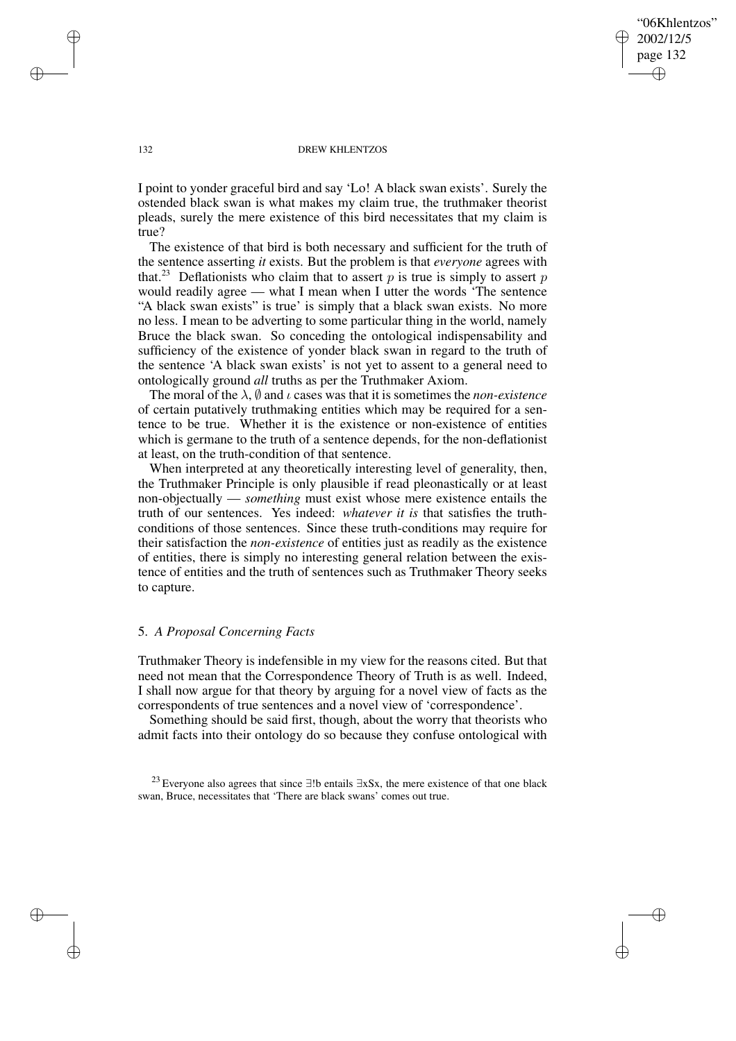I point to yonder graceful bird and say 'Lo! A black swan exists'. Surely the ostended black swan is what makes my claim true, the truthmaker theorist pleads, surely the mere existence of this bird necessitates that my claim is true?

The existence of that bird is both necessary and sufficient for the truth of the sentence asserting *it* exists. But the problem is that *everyone* agrees with that.[23] Deflationists who claim that to assert $p$ is true is simply to assert $p$ would readily agree — what I mean when I utter the words 'The sentence "A black swan exists" is true' is simply that a black swan exists. No more no less. I mean to be adverting to some particular thing in the world, namely Bruce the black swan. So conceding the ontological indispensability and sufficiency of the existence of yonder black swan in regard to the truth of the sentence 'A black swan exists' is not yet to assent to a general need to ontologically ground *all* truths as per the Truthmaker Axiom.

The moral of the $\lambda$, $\emptyset$ and $\iota$ cases was that it is sometimes the *non-existence* of certain putatively truthmaking entities which may be required for a sentence to be true. Whether it is the existence or non-existence of entities which is germane to the truth of a sentence depends, for the non-deflationist at least, on the truth-condition of that sentence.

When interpreted at any theoretically interesting level of generality, then, the Truthmaker Principle is only plausible if read pleonastically or at least non-objectually — *something* must exist whose mere existence entails the truth of our sentences. Yes indeed: *whatever it is* that satisfies the truth-conditions of those sentences. Since these truth-conditions may require for their satisfaction the *non-existence* of entities just as readily as the existence of entities, there is simply no interesting general relation between the existence of entities and the truth of sentences such as Truthmaker Theory seeks to capture.

## 5. *A Proposal Concerning Facts*

Truthmaker Theory is indefensible in my view for the reasons cited. But that need not mean that the Correspondence Theory of Truth is as well. Indeed, I shall now argue for that theory by arguing for a novel view of facts as the correspondents of true sentences and a novel view of 'correspondence'.

Something should be said first, though, about the worry that theorists who admit facts into their ontology do so because they confuse ontological with

[23] Everyone also agrees that since $\exists!b$ entails $\exists xSx$, the mere existence of that one black swan, Bruce, necessitates that 'There are black swans' comes out true.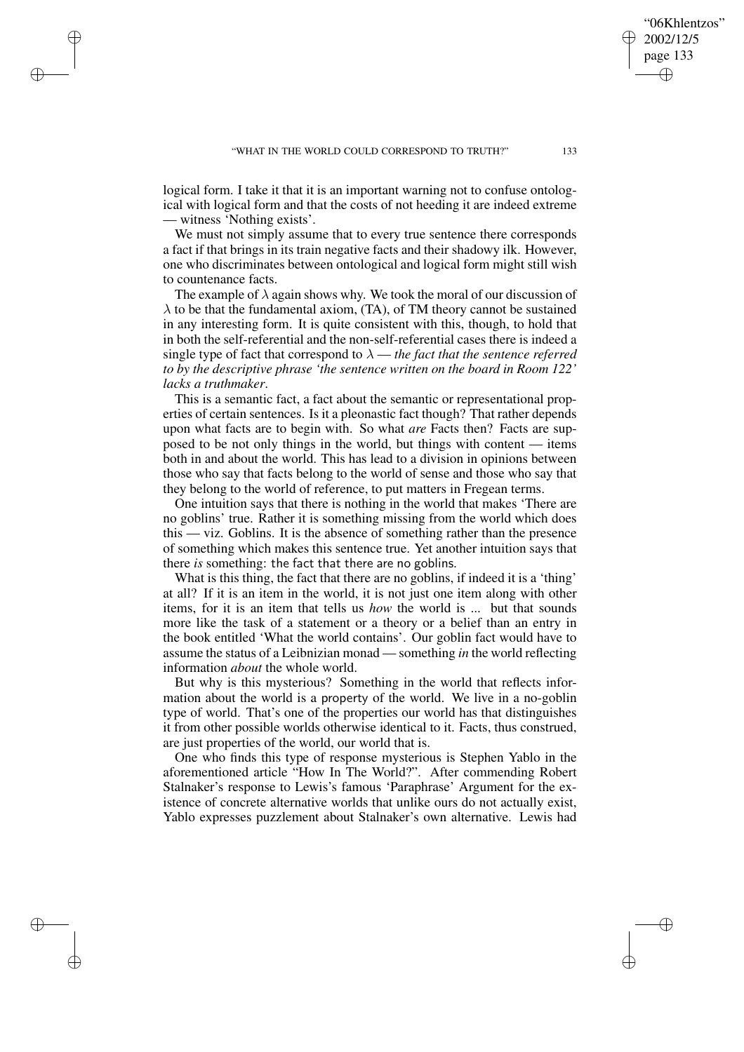logical form. I take it that it is an important warning not to confuse ontological with logical form and that the costs of not heeding it are indeed extreme — witness 'Nothing exists'.

We must not simply assume that to every true sentence there corresponds a fact if that brings in its train negative facts and their shadowy ilk. However, one who discriminates between ontological and logical form might still wish to countenance facts.

The example of $\lambda$ again shows why. We took the moral of our discussion of $\lambda$ to be that the fundamental axiom, (TA), of TM theory cannot be sustained in any interesting form. It is quite consistent with this, though, to hold that in both the self-referential and the non-self-referential cases there is indeed a single type of fact that correspond to $\lambda$ — *the fact that the sentence referred to by the descriptive phrase 'the sentence written on the board in Room 122' lacks a truthmaker*.

This is a semantic fact, a fact about the semantic or representational properties of certain sentences. Is it a pleonastic fact though? That rather depends upon what facts are to begin with. So what *are* Facts then? Facts are supposed to be not only things in the world, but things with content — items both in and about the world. This has lead to a division in opinions between those who say that facts belong to the world of sense and those who say that they belong to the world of reference, to put matters in Fregean terms.

One intuition says that there is nothing in the world that makes 'There are no goblins' true. Rather it is something missing from the world which does this — viz. Goblins. It is the absence of something rather than the presence of something which makes this sentence true. Yet another intuition says that there *is* something: the fact that there are no goblins.

What is this thing, the fact that there are no goblins, if indeed it is a 'thing' at all? If it is an item in the world, it is not just one item along with other items, for it is an item that tells us *how* the world is ... but that sounds more like the task of a statement or a theory or a belief than an entry in the book entitled 'What the world contains'. Our goblin fact would have to assume the status of a Leibnizian monad — something *in* the world reflecting information *about* the whole world.

But why is this mysterious? Something in the world that reflects information about the world is a property of the world. We live in a no-goblin type of world. That's one of the properties our world has that distinguishes it from other possible worlds otherwise identical to it. Facts, thus construed, are just properties of the world, our world that is.

One who finds this type of response mysterious is Stephen Yablo in the aforementioned article "How In The World?". After commending Robert Stalnaker's response to Lewis's famous 'Paraphrase' Argument for the existence of concrete alternative worlds that unlike ours do not actually exist, Yablo expresses puzzlement about Stalnaker's own alternative. Lewis had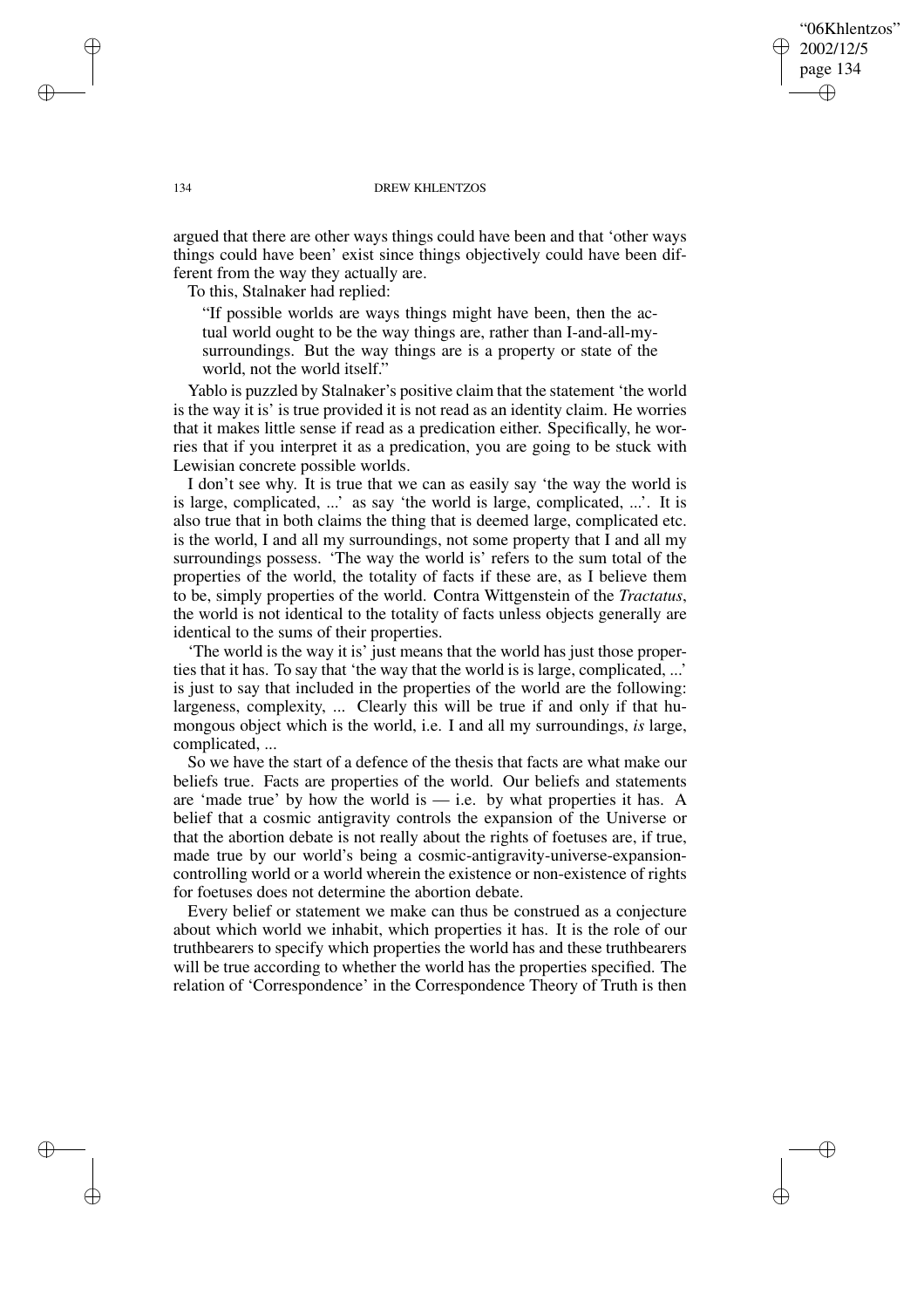argued that there are other ways things could have been and that 'other ways things could have been' exist since things objectively could have been different from the way they actually are.

To this, Stalnaker had replied:

> "If possible worlds are ways things might have been, then the actual world ought to be the way things are, rather than I-and-all-my-surroundings. But the way things are is a property or state of the world, not the world itself."

Yablo is puzzled by Stalnaker's positive claim that the statement 'the world is the way it is' is true provided it is not read as an identity claim. He worries that it makes little sense if read as a predication either. Specifically, he worries that if you interpret it as a predication, you are going to be stuck with Lewisian concrete possible worlds.

I don't see why. It is true that we can as easily say 'the way the world is is large, complicated, ...' as say 'the world is large, complicated, ...'. It is also true that in both claims the thing that is deemed large, complicated etc. is the world, I and all my surroundings, not some property that I and all my surroundings possess. 'The way the world is' refers to the sum total of the properties of the world, the totality of facts if these are, as I believe them to be, simply properties of the world. Contra Wittgenstein of the *Tractatus*, the world is not identical to the totality of facts unless objects generally are identical to the sums of their properties.

'The world is the way it is' just means that the world has just those properties that it has. To say that 'the way that the world is is large, complicated, ...' is just to say that included in the properties of the world are the following: largeness, complexity, ... Clearly this will be true if and only if that humongous object which is the world, i.e. I and all my surroundings, *is* large, complicated, ...

So we have the start of a defence of the thesis that facts are what make our beliefs true. Facts are properties of the world. Our beliefs and statements are 'made true' by how the world is — i.e. by what properties it has. A belief that a cosmic antigravity controls the expansion of the Universe or that the abortion debate is not really about the rights of foetuses are, if true, made true by our world's being a cosmic-antigravity-universe-expansion-controlling world or a world wherein the existence or non-existence of rights for foetuses does not determine the abortion debate.

Every belief or statement we make can thus be construed as a conjecture about which world we inhabit, which properties it has. It is the role of our truthbearers to specify which properties the world has and these truthbearers will be true according to whether the world has the properties specified. The relation of 'Correspondence' in the Correspondence Theory of Truth is then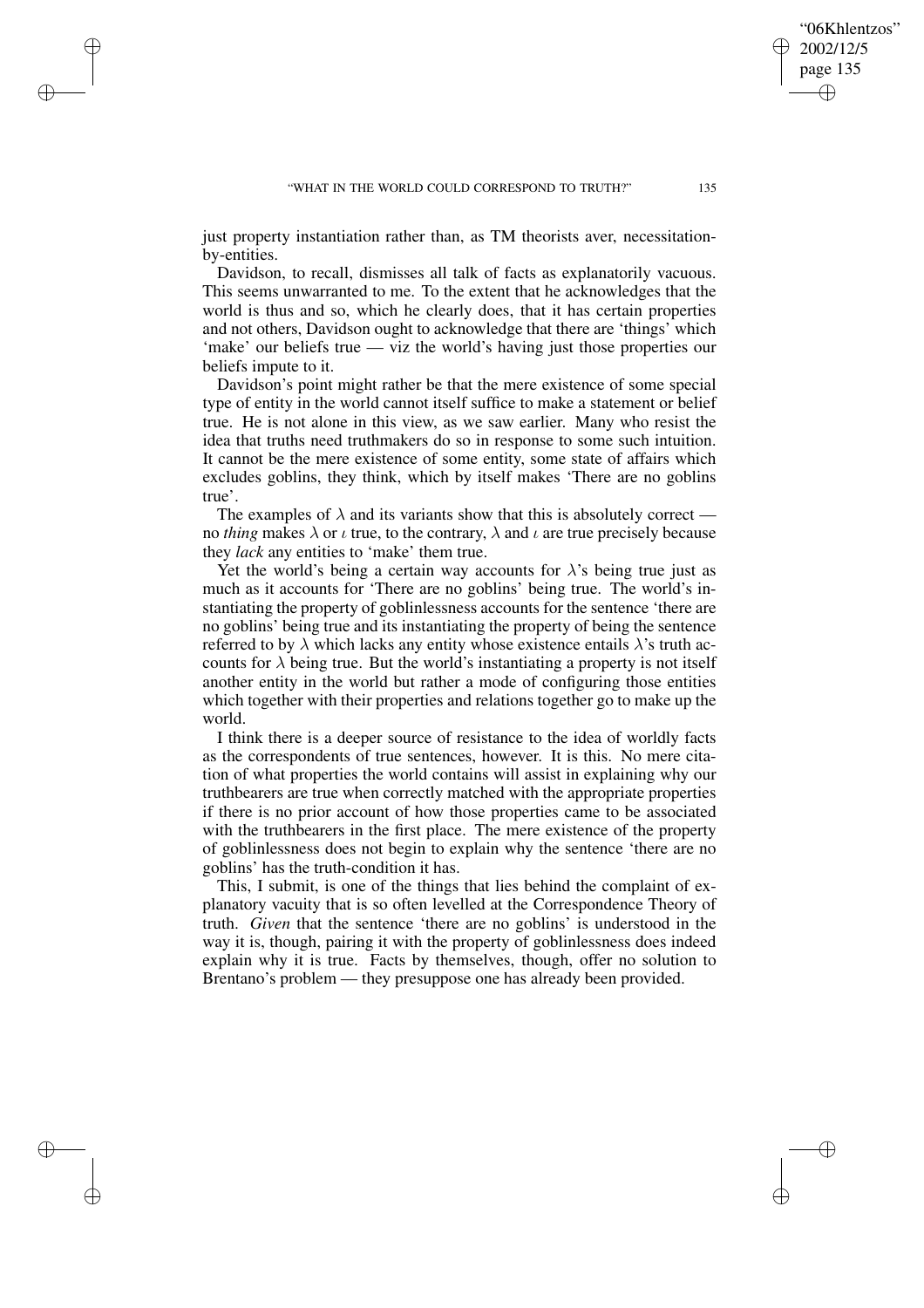just property instantiation rather than, as TM theorists aver, necessitation-by-entities.

Davidson, to recall, dismisses all talk of facts as explanatorily vacuous. This seems unwarranted to me. To the extent that he acknowledges that the world is thus and so, which he clearly does, that it has certain properties and not others, Davidson ought to acknowledge that there are 'things' which 'make' our beliefs true — viz the world's having just those properties our beliefs impute to it.

Davidson's point might rather be that the mere existence of some special type of entity in the world cannot itself suffice to make a statement or belief true. He is not alone in this view, as we saw earlier. Many who resist the idea that truths need truthmakers do so in response to some such intuition. It cannot be the mere existence of some entity, some state of affairs which excludes goblins, they think, which by itself makes 'There are no goblins true'.

The examples of $\lambda$ and its variants show that this is absolutely correct — no *thing* makes $\lambda$ or $\iota$ true, to the contrary, $\lambda$ and $\iota$ are true precisely because they *lack* any entities to 'make' them true.

Yet the world's being a certain way accounts for $\lambda$'s being true just as much as it accounts for 'There are no goblins' being true. The world's instantiating the property of goblinlessness accounts for the sentence 'there are no goblins' being true and its instantiating the property of being the sentence referred to by $\lambda$ which lacks any entity whose existence entails $\lambda$'s truth accounts for $\lambda$ being true. But the world's instantiating a property is not itself another entity in the world but rather a mode of configuring those entities which together with their properties and relations together go to make up the world.

I think there is a deeper source of resistance to the idea of worldly facts as the correspondents of true sentences, however. It is this. No mere citation of what properties the world contains will assist in explaining why our truthbearers are true when correctly matched with the appropriate properties if there is no prior account of how those properties came to be associated with the truthbearers in the first place. The mere existence of the property of goblinlessness does not begin to explain why the sentence 'there are no goblins' has the truth-condition it has.

This, I submit, is one of the things that lies behind the complaint of explanatory vacuity that is so often levelled at the Correspondence Theory of truth. *Given* that the sentence 'there are no goblins' is understood in the way it is, though, pairing it with the property of goblinlessness does indeed explain why it is true. Facts by themselves, though, offer no solution to Brentano's problem — they presuppose one has already been provided.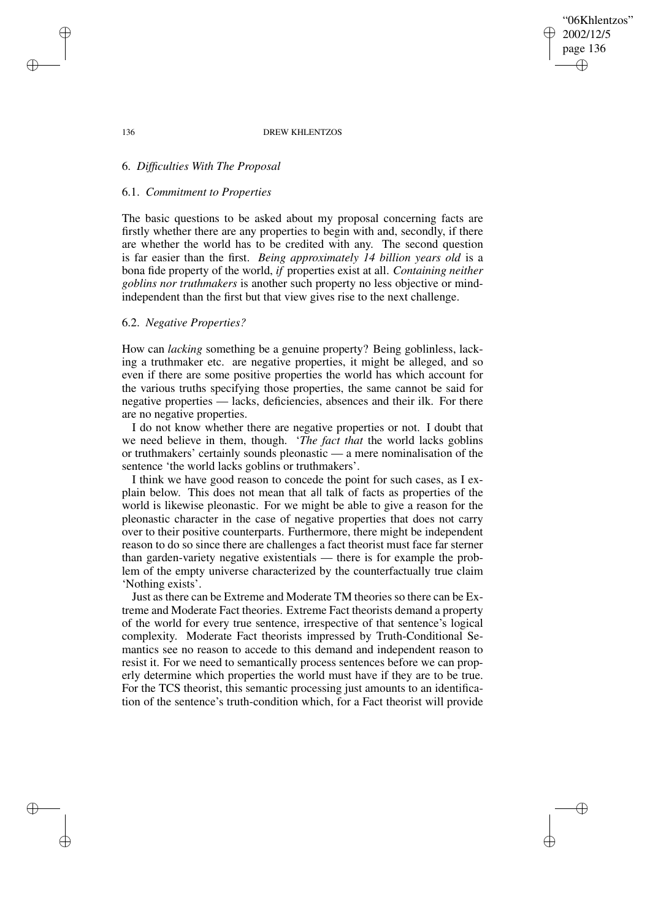## 6. *Difficulties With The Proposal*

### 6.1. *Commitment to Properties*

The basic questions to be asked about my proposal concerning facts are firstly whether there are any properties to begin with and, secondly, if there are whether the world has to be credited with any. The second question is far easier than the first. *Being approximately 14 billion years old* is a bona fide property of the world, *if* properties exist at all. *Containing neither goblins nor truthmakers* is another such property no less objective or mind-independent than the first but that view gives rise to the next challenge.

### 6.2. *Negative Properties?*

How can *lacking* something be a genuine property? Being goblinless, lacking a truthmaker etc. are negative properties, it might be alleged, and so even if there are some positive properties the world has which account for the various truths specifying those properties, the same cannot be said for negative properties — lacks, deficiencies, absences and their ilk. For there are no negative properties.

I do not know whether there are negative properties or not. I doubt that we need believe in them, though. '*The fact that* the world lacks goblins or truthmakers' certainly sounds pleonastic — a mere nominalisation of the sentence 'the world lacks goblins or truthmakers'.

I think we have good reason to concede the point for such cases, as I explain below. This does not mean that all talk of facts as properties of the world is likewise pleonastic. For we might be able to give a reason for the pleonastic character in the case of negative properties that does not carry over to their positive counterparts. Furthermore, there might be independent reason to do so since there are challenges a fact theorist must face far sterner than garden-variety negative existentials — there is for example the problem of the empty universe characterized by the counterfactually true claim 'Nothing exists'.

Just as there can be Extreme and Moderate TM theories so there can be Extreme and Moderate Fact theories. Extreme Fact theorists demand a property of the world for every true sentence, irrespective of that sentence's logical complexity. Moderate Fact theorists impressed by Truth-Conditional Semantics see no reason to accede to this demand and independent reason to resist it. For we need to semantically process sentences before we can properly determine which properties the world must have if they are to be true. For the TCS theorist, this semantic processing just amounts to an identification of the sentence's truth-condition which, for a Fact theorist will provide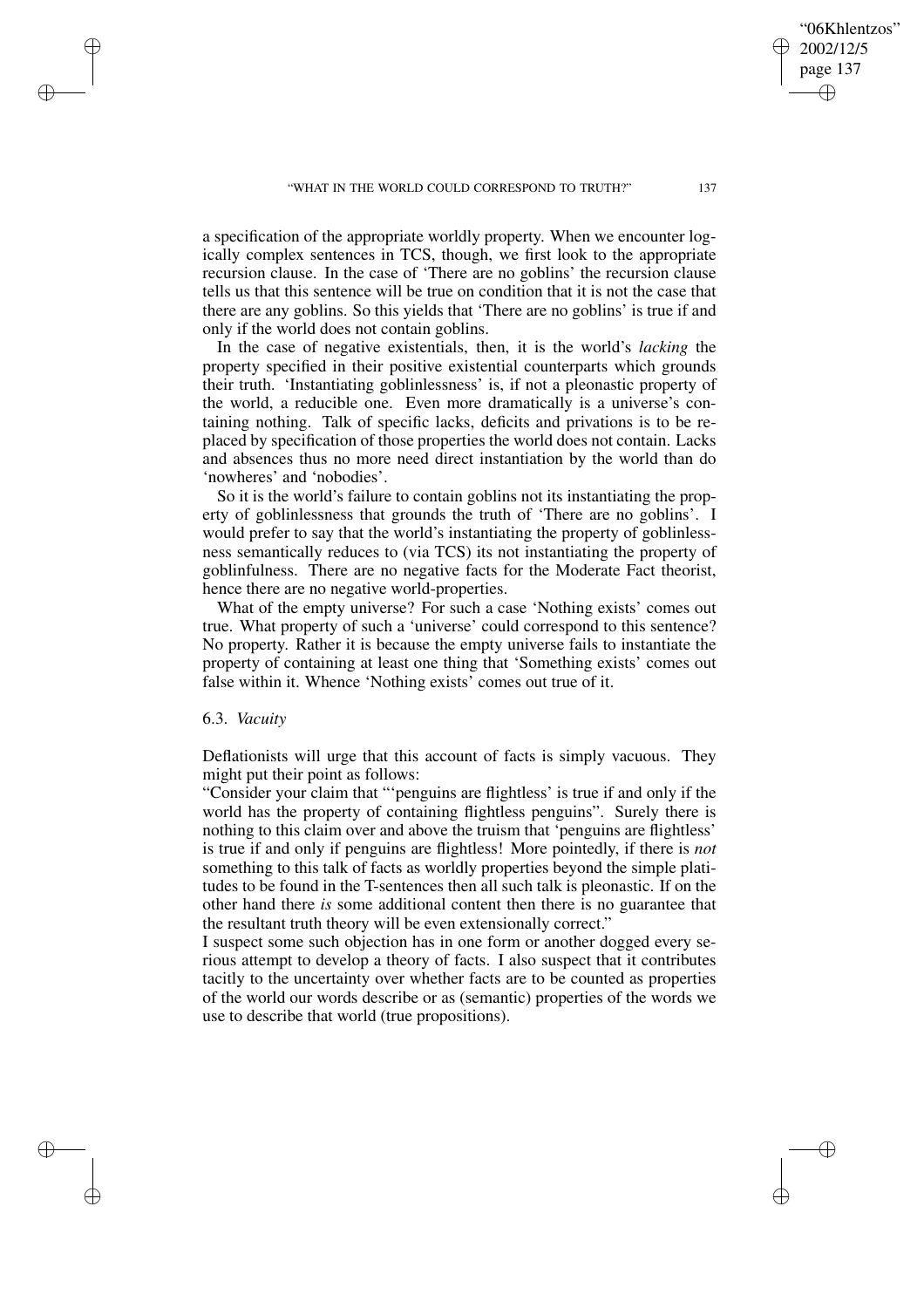a specification of the appropriate worldly property. When we encounter logically complex sentences in TCS, though, we first look to the appropriate recursion clause. In the case of 'There are no goblins' the recursion clause tells us that this sentence will be true on condition that it is not the case that there are any goblins. So this yields that 'There are no goblins' is true if and only if the world does not contain goblins.

In the case of negative existentials, then, it is the world's *lacking* the property specified in their positive existential counterparts which grounds their truth. 'Instantiating goblinlessness' is, if not a pleonastic property of the world, a reducible one. Even more dramatically is a universe's containing nothing. Talk of specific lacks, deficits and privations is to be replaced by specification of those properties the world does not contain. Lacks and absences thus no more need direct instantiation by the world than do 'nowheres' and 'nobodies'.

So it is the world's failure to contain goblins not its instantiating the property of goblinlessness that grounds the truth of 'There are no goblins'. I would prefer to say that the world's instantiating the property of goblinlessness semantically reduces to (via TCS) its not instantiating the property of goblinfulness. There are no negative facts for the Moderate Fact theorist, hence there are no negative world-properties.

What of the empty universe? For such a case 'Nothing exists' comes out true. What property of such a 'universe' could correspond to this sentence? No property. Rather it is because the empty universe fails to instantiate the property of containing at least one thing that 'Something exists' comes out false within it. Whence 'Nothing exists' comes out true of it.

### 6.3. *Vacuity*

Deflationists will urge that this account of facts is simply vacuous. They might put their point as follows:

"Consider your claim that "'penguins are flightless' is true if and only if the world has the property of containing flightless penguins". Surely there is nothing to this claim over and above the truism that 'penguins are flightless' is true if and only if penguins are flightless! More pointedly, if there is *not* something to this talk of facts as worldly properties beyond the simple platitudes to be found in the T-sentences then all such talk is pleonastic. If on the other hand there *is* some additional content then there is no guarantee that the resultant truth theory will be even extensionally correct."

I suspect some such objection has in one form or another dogged every serious attempt to develop a theory of facts. I also suspect that it contributes tacitly to the uncertainty over whether facts are to be counted as properties of the world our words describe or as (semantic) properties of the words we use to describe that world (true propositions).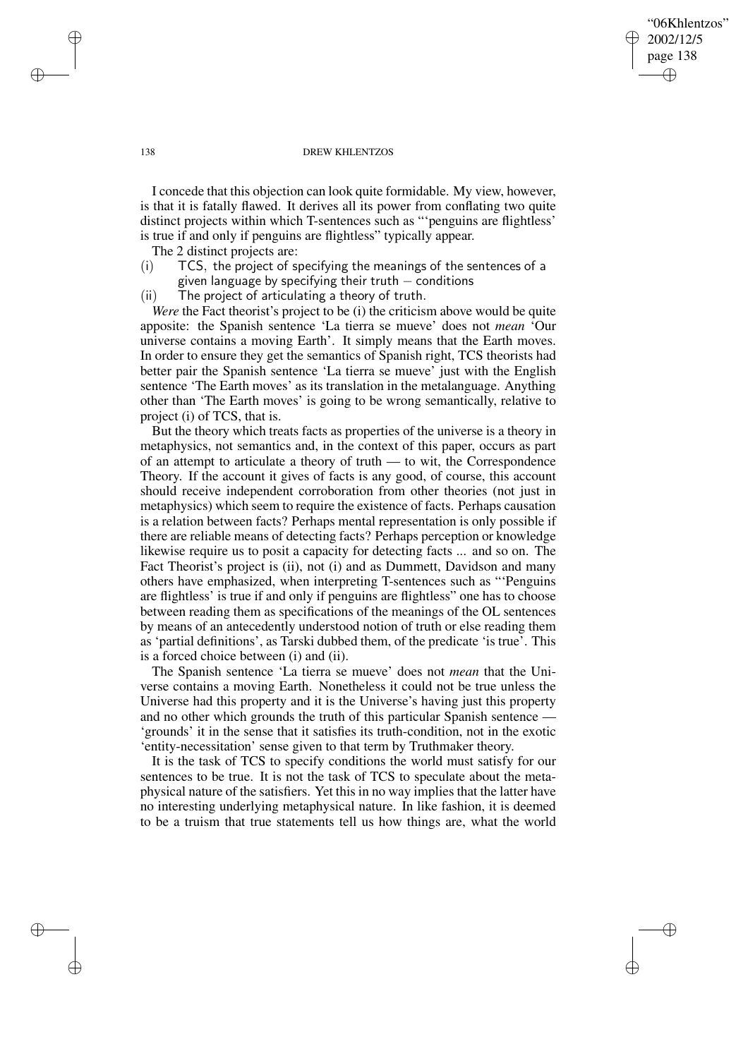I concede that this objection can look quite formidable. My view, however, is that it is fatally flawed. It derives all its power from conflating two quite distinct projects within which T-sentences such as "'penguins are flightless' is true if and only if penguins are flightless" typically appear.

The 2 distinct projects are:

(i) TCS, the project of specifying the meanings of the sentences of a given language by specifying their truth – conditions

(ii) The project of articulating a theory of truth.

*Were* the Fact theorist's project to be (i) the criticism above would be quite apposite: the Spanish sentence 'La tierra se mueve' does not *mean* 'Our universe contains a moving Earth'. It simply means that the Earth moves. In order to ensure they get the semantics of Spanish right, TCS theorists had better pair the Spanish sentence 'La tierra se mueve' just with the English sentence 'The Earth moves' as its translation in the metalanguage. Anything other than 'The Earth moves' is going to be wrong semantically, relative to project (i) of TCS, that is.

But the theory which treats facts as properties of the universe is a theory in metaphysics, not semantics and, in the context of this paper, occurs as part of an attempt to articulate a theory of truth — to wit, the Correspondence Theory. If the account it gives of facts is any good, of course, this account should receive independent corroboration from other theories (not just in metaphysics) which seem to require the existence of facts. Perhaps causation is a relation between facts? Perhaps mental representation is only possible if there are reliable means of detecting facts? Perhaps perception or knowledge likewise require us to posit a capacity for detecting facts ... and so on. The Fact Theorist's project is (ii), not (i) and as Dummett, Davidson and many others have emphasized, when interpreting T-sentences such as "'Penguins are flightless' is true if and only if penguins are flightless" one has to choose between reading them as specifications of the meanings of the OL sentences by means of an antecedently understood notion of truth or else reading them as 'partial definitions', as Tarski dubbed them, of the predicate 'is true'. This is a forced choice between (i) and (ii).

The Spanish sentence 'La tierra se mueve' does not *mean* that the Universe contains a moving Earth. Nonetheless it could not be true unless the Universe had this property and it is the Universe's having just this property and no other which grounds the truth of this particular Spanish sentence — 'grounds' it in the sense that it satisfies its truth-condition, not in the exotic 'entity-necessitation' sense given to that term by Truthmaker theory.

It is the task of TCS to specify conditions the world must satisfy for our sentences to be true. It is not the task of TCS to speculate about the metaphysical nature of the satisfiers. Yet this in no way implies that the latter have no interesting underlying metaphysical nature. In like fashion, it is deemed to be a truism that true statements tell us how things are, what the world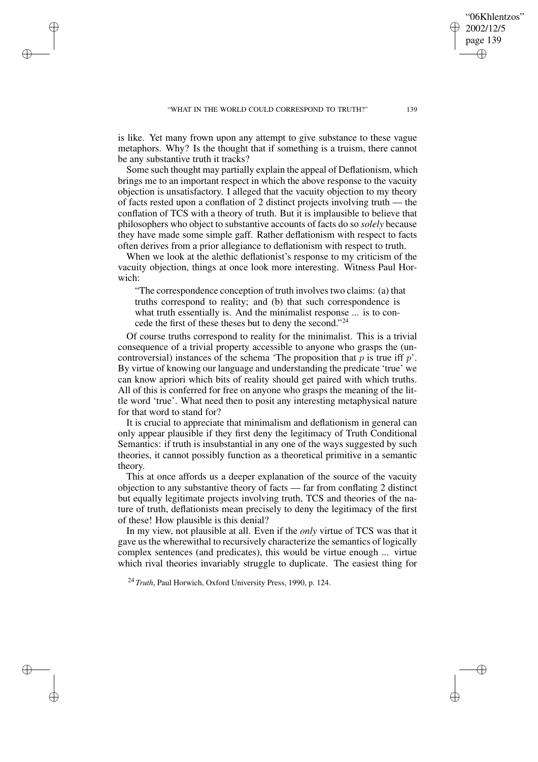is like. Yet many frown upon any attempt to give substance to these vague metaphors. Why? Is the thought that if something is a truism, there cannot be any substantive truth it tracks?

Some such thought may partially explain the appeal of Deflationism, which brings me to an important respect in which the above response to the vacuity objection is unsatisfactory. I alleged that the vacuity objection to my theory of facts rested upon a conflation of 2 distinct projects involving truth — the conflation of TCS with a theory of truth. But it is implausible to believe that philosophers who object to substantive accounts of facts do so *solely* because they have made some simple gaff. Rather deflationism with respect to facts often derives from a prior allegiance to deflationism with respect to truth.

When we look at the alethic deflationist's response to my criticism of the vacuity objection, things at once look more interesting. Witness Paul Horwich:

> "The correspondence conception of truth involves two claims: (a) that truths correspond to reality; and (b) that such correspondence is what truth essentially is. And the minimalist response ... is to concede the first of these theses but to deny the second."[24]

Of course truths correspond to reality for the minimalist. This is a trivial consequence of a trivial property accessible to anyone who grasps the (uncontroversial) instances of the schema 'The proposition that $p$ is true iff $p$'. By virtue of knowing our language and understanding the predicate 'true' we can know apriori which bits of reality should get paired with which truths. All of this is conferred for free on anyone who grasps the meaning of the little word 'true'. What need then to posit any interesting metaphysical nature for that word to stand for?

It is crucial to appreciate that minimalism and deflationism in general can only appear plausible if they first deny the legitimacy of Truth Conditional Semantics: if truth is insubstantial in any one of the ways suggested by such theories, it cannot possibly function as a theoretical primitive in a semantic theory.

This at once affords us a deeper explanation of the source of the vacuity objection to any substantive theory of facts — far from conflating 2 distinct but equally legitimate projects involving truth, TCS and theories of the nature of truth, deflationists mean precisely to deny the legitimacy of the first of these! How plausible is this denial?

In my view, not plausible at all. Even if the *only* virtue of TCS was that it gave us the wherewithal to recursively characterize the semantics of logically complex sentences (and predicates), this would be virtue enough ... virtue which rival theories invariably struggle to duplicate. The easiest thing for

[24] *Truth*, Paul Horwich, Oxford University Press, 1990, p. 124.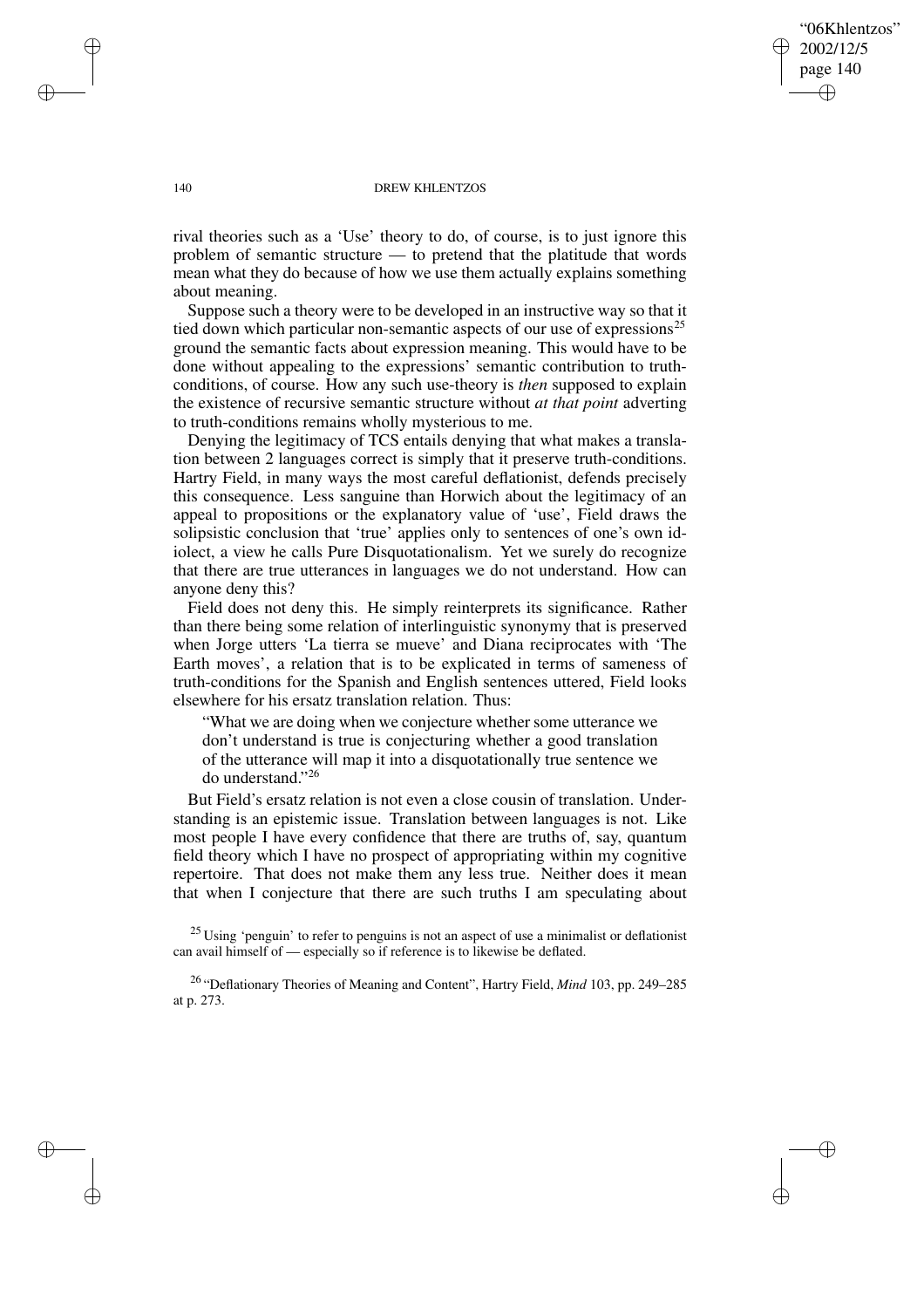rival theories such as a 'Use' theory to do, of course, is to just ignore this problem of semantic structure — to pretend that the platitude that words mean what they do because of how we use them actually explains something about meaning.

Suppose such a theory were to be developed in an instructive way so that it tied down which particular non-semantic aspects of our use of expressions[25] ground the semantic facts about expression meaning. This would have to be done without appealing to the expressions' semantic contribution to truth-conditions, of course. How any such use-theory is *then* supposed to explain the existence of recursive semantic structure without *at that point* adverting to truth-conditions remains wholly mysterious to me.

Denying the legitimacy of TCS entails denying that what makes a translation between 2 languages correct is simply that it preserve truth-conditions. Hartry Field, in many ways the most careful deflationist, defends precisely this consequence. Less sanguine than Horwich about the legitimacy of an appeal to propositions or the explanatory value of 'use', Field draws the solipsistic conclusion that 'true' applies only to sentences of one's own idiolect, a view he calls Pure Disquotationalism. Yet we surely do recognize that there are true utterances in languages we do not understand. How can anyone deny this?

Field does not deny this. He simply reinterprets its significance. Rather than there being some relation of interlinguistic synonymy that is preserved when Jorge utters 'La tierra se mueve' and Diana reciprocates with 'The Earth moves', a relation that is to be explicated in terms of sameness of truth-conditions for the Spanish and English sentences uttered, Field looks elsewhere for his ersatz translation relation. Thus:

> "What we are doing when we conjecture whether some utterance we don't understand is true is conjecturing whether a good translation of the utterance will map it into a disquotationally true sentence we do understand."[26]

But Field's ersatz relation is not even a close cousin of translation. Understanding is an epistemic issue. Translation between languages is not. Like most people I have every confidence that there are truths of, say, quantum field theory which I have no prospect of appropriating within my cognitive repertoire. That does not make them any less true. Neither does it mean that when I conjecture that there are such truths I am speculating about

[25] Using 'penguin' to refer to penguins is not an aspect of use a minimalist or deflationist can avail himself of — especially so if reference is to likewise be deflated.

[26] "Deflationary Theories of Meaning and Content", Hartry Field, *Mind* 103, pp. 249–285 at p. 273.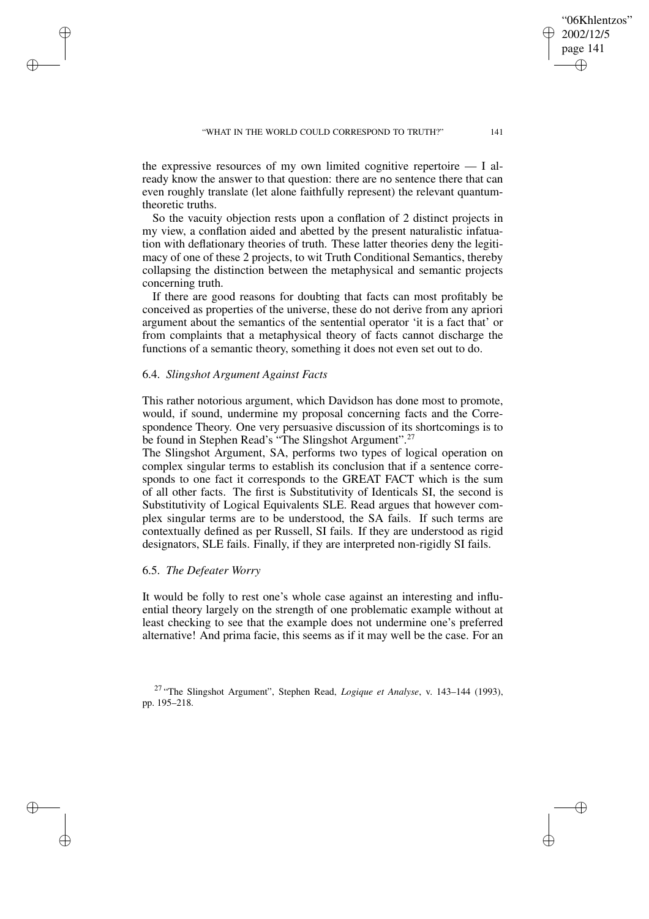the expressive resources of my own limited cognitive repertoire — I already know the answer to that question: there are no sentence there that can even roughly translate (let alone faithfully represent) the relevant quantum-theoretic truths.

So the vacuity objection rests upon a conflation of 2 distinct projects in my view, a conflation aided and abetted by the present naturalistic infatuation with deflationary theories of truth. These latter theories deny the legitimacy of one of these 2 projects, to wit Truth Conditional Semantics, thereby collapsing the distinction between the metaphysical and semantic projects concerning truth.

If there are good reasons for doubting that facts can most profitably be conceived as properties of the universe, these do not derive from any apriori argument about the semantics of the sentential operator 'it is a fact that' or from complaints that a metaphysical theory of facts cannot discharge the functions of a semantic theory, something it does not even set out to do.

### 6.4. *Slingshot Argument Against Facts*

This rather notorious argument, which Davidson has done most to promote, would, if sound, undermine my proposal concerning facts and the Correspondence Theory. One very persuasive discussion of its shortcomings is to be found in Stephen Read's "The Slingshot Argument".[27]

The Slingshot Argument, SA, performs two types of logical operation on complex singular terms to establish its conclusion that if a sentence corresponds to one fact it corresponds to the GREAT FACT which is the sum of all other facts. The first is Substitutivity of Identicals SI, the second is Substitutivity of Logical Equivalents SLE. Read argues that however complex singular terms are to be understood, the SA fails. If such terms are contextually defined as per Russell, SI fails. If they are understood as rigid designators, SLE fails. Finally, if they are interpreted non-rigidly SI fails.

### 6.5. *The Defeater Worry*

It would be folly to rest one's whole case against an interesting and influential theory largely on the strength of one problematic example without at least checking to see that the example does not undermine one's preferred alternative! And prima facie, this seems as if it may well be the case. For an

[27] "The Slingshot Argument", Stephen Read, *Logique et Analyse*, v. 143–144 (1993), pp. 195–218.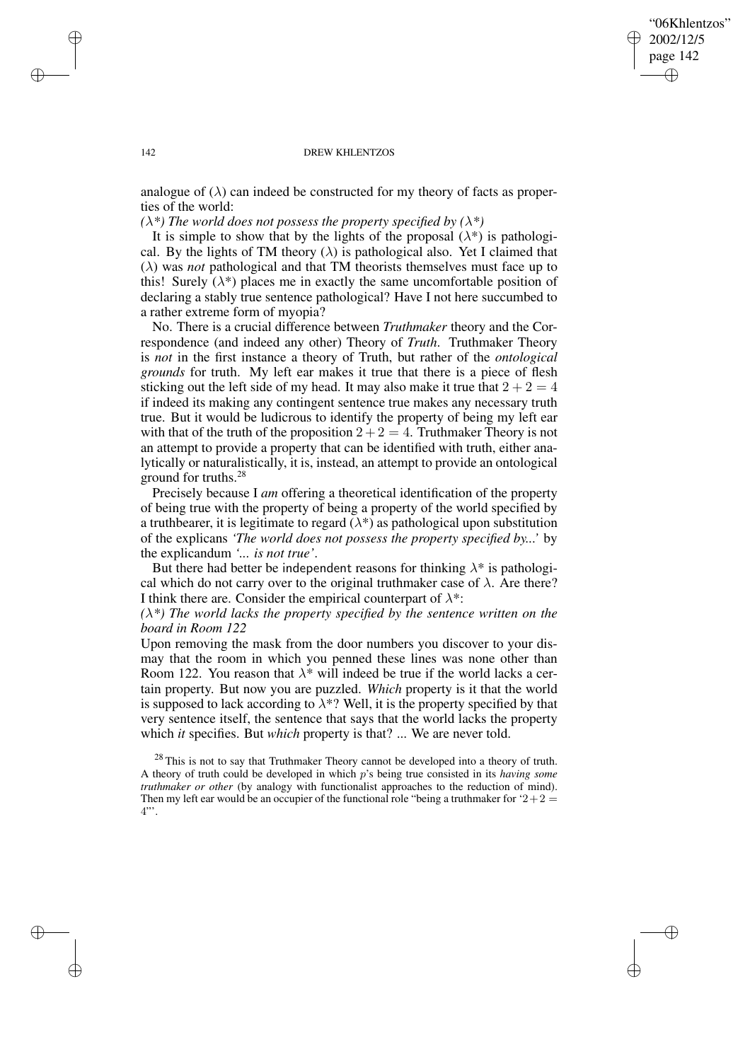analogue of ($\lambda$) can indeed be constructed for my theory of facts as properties of the world:

*($\lambda$\*) The world does not possess the property specified by ($\lambda$\*)*

It is simple to show that by the lights of the proposal ($\lambda$\*) is pathological. By the lights of TM theory ($\lambda$) is pathological also. Yet I claimed that ($\lambda$) was *not* pathological and that TM theorists themselves must face up to this! Surely ($\lambda$\*) places me in exactly the same uncomfortable position of declaring a stably true sentence pathological? Have I not here succumbed to a rather extreme form of myopia?

No. There is a crucial difference between *Truthmaker* theory and the Correspondence (and indeed any other) Theory of *Truth*. Truthmaker Theory is *not* in the first instance a theory of Truth, but rather of the *ontological grounds* for truth. My left ear makes it true that there is a piece of flesh sticking out the left side of my head. It may also make it true that $2 + 2 = 4$ if indeed its making any contingent sentence true makes any necessary truth true. But it would be ludicrous to identify the property of being my left ear with that of the truth of the proposition $2 + 2 = 4$. Truthmaker Theory is not an attempt to provide a property that can be identified with truth, either analytically or naturalistically, it is, instead, an attempt to provide an ontological ground for truths.[28]

Precisely because I *am* offering a theoretical identification of the property of being true with the property of being a property of the world specified by a truthbearer, it is legitimate to regard ($\lambda$\*) as pathological upon substitution of the explicans *'The world does not possess the property specified by...'* by the explicandum *'... is not true'*.

But there had better be independent reasons for thinking $\lambda$\* is pathological which do not carry over to the original truthmaker case of $\lambda$. Are there? I think there are. Consider the empirical counterpart of $\lambda$\*:

*($\lambda$\*) The world lacks the property specified by the sentence written on the board in Room 122*

Upon removing the mask from the door numbers you discover to your dismay that the room in which you penned these lines was none other than Room 122. You reason that $\lambda$\* will indeed be true if the world lacks a certain property. But now you are puzzled. *Which* property is it that the world is supposed to lack according to $\lambda$\*? Well, it is the property specified by that very sentence itself, the sentence that says that the world lacks the property which *it* specifies. But *which* property is that? ... We are never told.

[28] This is not to say that Truthmaker Theory cannot be developed into a theory of truth. A theory of truth could be developed in which $p$'s being true consisted in its *having some truthmaker or other* (by analogy with functionalist approaches to the reduction of mind). Then my left ear would be an occupier of the functional role "being a truthmaker for '$2+2 = 4$'".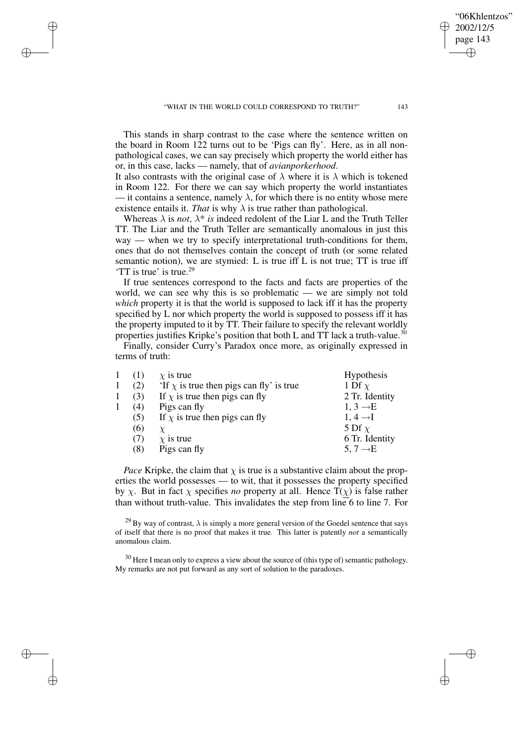This stands in sharp contrast to the case where the sentence written on the board in Room 122 turns out to be 'Pigs can fly'. Here, as in all non-pathological cases, we can say precisely which property the world either has or, in this case, lacks — namely, that of *avianporkerhood*.

It also contrasts with the original case of $\lambda$ where it is $\lambda$ which is tokened in Room 122. For there we can say which property the world instantiates — it contains a sentence, namely $\lambda$, for which there is no entity whose mere existence entails it. *That* is why $\lambda$ is true rather than pathological.

Whereas $\lambda$ is *not*, $\lambda^*$ *is* indeed redolent of the Liar L and the Truth Teller TT. The Liar and the Truth Teller are semantically anomalous in just this way — when we try to specify interpretational truth-conditions for them, ones that do not themselves contain the concept of truth (or some related semantic notion), we are stymied: L is true iff L is not true; TT is true iff 'TT is true' is true.[29]

If true sentences correspond to the facts and facts are properties of the world, we can see why this is so problematic — we are simply not told *which* property it is that the world is supposed to lack iff it has the property specified by L nor which property the world is supposed to possess iff it has the property imputed to it by TT. Their failure to specify the relevant worldly properties justifies Kripke's position that both L and TT lack a truth-value.[30]

Finally, consider Curry's Paradox once more, as originally expressed in terms of truth:

| | | | |
|---|---|---|---|
| 1 | (1) | $\chi$ is true | Hypothesis |
| 1 | (2) | 'If $\chi$ is true then pigs can fly' is true | 1 Df $\chi$ |
| 1 | (3) | If $\chi$ is true then pigs can fly | 2 Tr. Identity |
| 1 | (4) | Pigs can fly | 1, 3 $\rightarrow$E |
| | (5) | If $\chi$ is true then pigs can fly | 1, 4 $\rightarrow$I |
| | (6) | $\chi$ | 5 Df $\chi$ |
| | (7) | $\chi$ is true | 6 Tr. Identity |
| | (8) | Pigs can fly | 5, 7 $\rightarrow$E |

*Pace* Kripke, the claim that $\chi$ is true is a substantive claim about the properties the world possesses — to wit, that it possesses the property specified by $\chi$. But in fact $\chi$ specifies *no* property at all. Hence $T(\underline{\chi})$ is false rather than without truth-value. This invalidates the step from line 6 to line 7. For

[29] By way of contrast, $\lambda$ is simply a more general version of the Goedel sentence that says of itself that there is no proof that makes it true. This latter is patently *not* a semantically anomalous claim.

[30] Here I mean only to express a view about the source of (this type of) semantic pathology. My remarks are not put forward as any sort of solution to the paradoxes.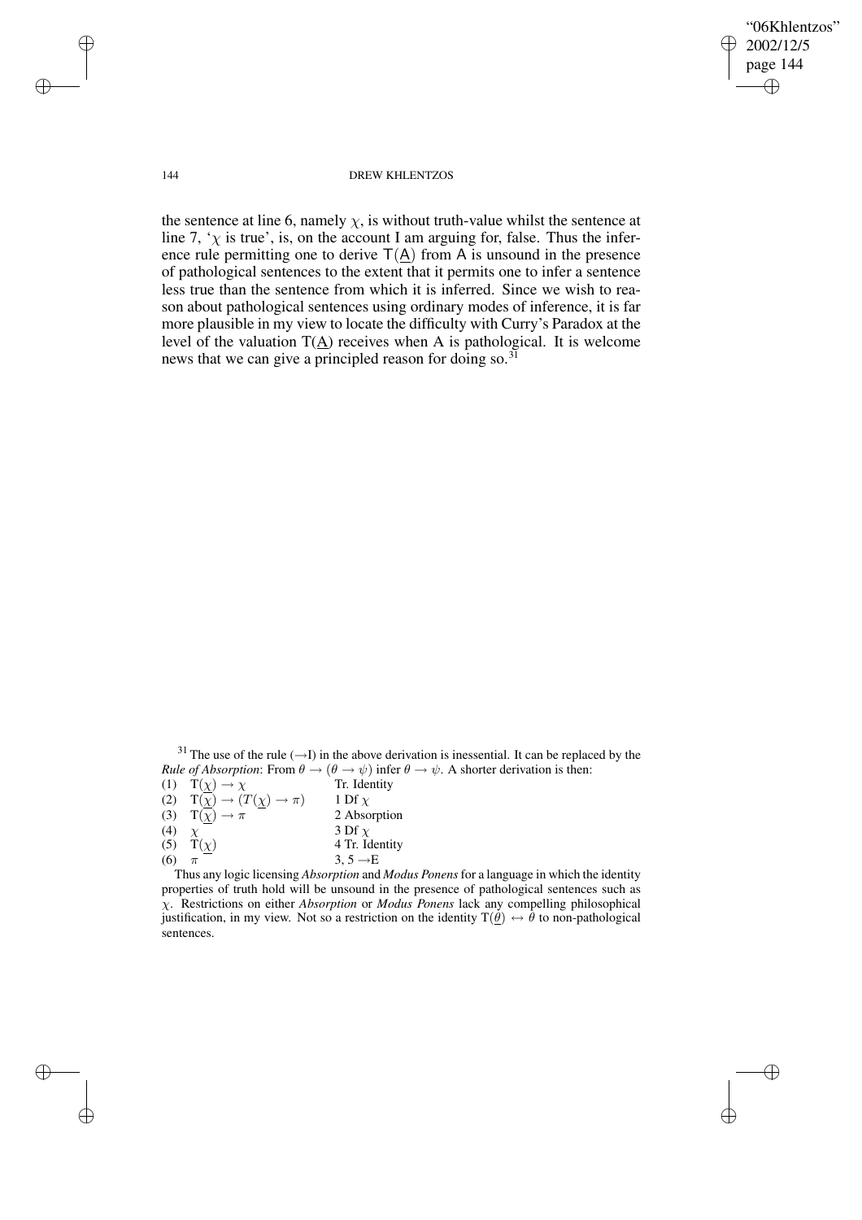the sentence at line 6, namely $\chi$, is without truth-value whilst the sentence at line 7, '$\chi$ is true', is, on the account I am arguing for, false. Thus the inference rule permitting one to derive $\mathsf{T}(\underline{\mathsf{A}})$ from $\mathsf{A}$ is unsound in the presence of pathological sentences to the extent that it permits one to infer a sentence less true than the sentence from which it is inferred. Since we wish to reason about pathological sentences using ordinary modes of inference, it is far more plausible in my view to locate the difficulty with Curry's Paradox at the level of the valuation $\mathrm{T}(\underline{\mathrm{A}})$ receives when A is pathological. It is welcome news that we can give a principled reason for doing so.[31]

---

[31] The use of the rule ($\rightarrow$I) in the above derivation is inessential. It can be replaced by the *Rule of Absorption*: From $\theta \rightarrow (\theta \rightarrow \psi)$ infer $\theta \rightarrow \psi$. A shorter derivation is then:

| | | |
|---|---|---|
| (1) | $\mathrm{T}(\underline{\chi}) \rightarrow \chi$ | Tr. Identity |
| (2) | $\mathrm{T}(\underline{\chi}) \rightarrow (T(\underline{\chi}) \rightarrow \pi)$ | 1 Df $\chi$ |
| (3) | $\mathrm{T}(\underline{\chi}) \rightarrow \pi$ | 2 Absorption |
| (4) | $\chi$ | 3 Df $\chi$ |
| (5) | $\mathrm{T}(\underline{\chi})$ | 4 Tr. Identity |
| (6) | $\pi$ | 3, 5 $\rightarrow$E |

Thus any logic licensing *Absorption* and *Modus Ponens* for a language in which the identity properties of truth hold will be unsound in the presence of pathological sentences such as $\chi$. Restrictions on either *Absorption* or *Modus Ponens* lack any compelling philosophical justification, in my view. Not so a restriction on the identity $\mathrm{T}(\underline{\theta}) \leftrightarrow \theta$ to non-pathological sentences.